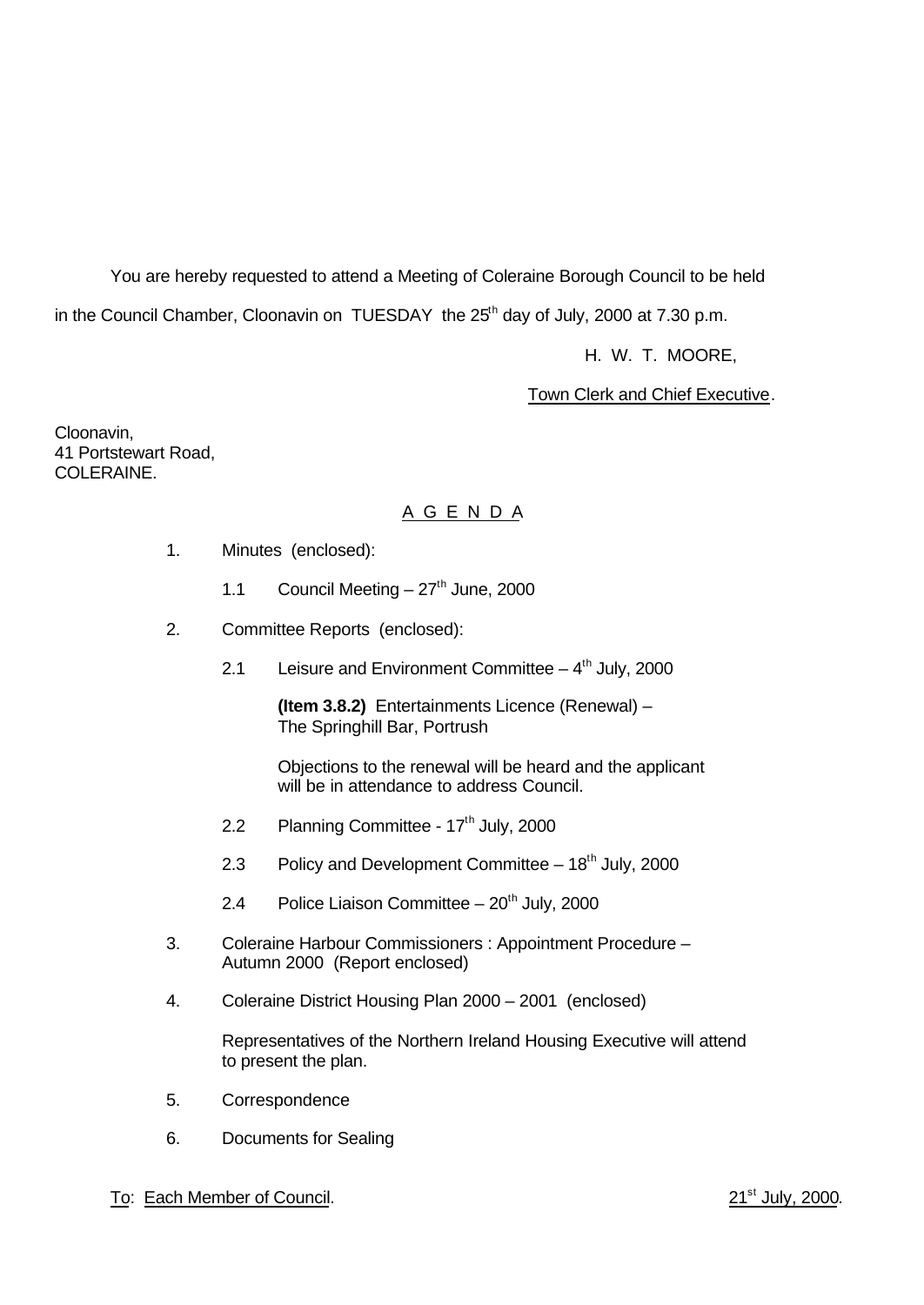You are hereby requested to attend a Meeting of Coleraine Borough Council to be held in the Council Chamber, Cloonavin on TUESDAY the 25th day of July, 2000 at 7.30 p.m.

H. W. T. MOORE,

Town Clerk and Chief Executive.

Cloonavin,
41 Portstewart Road,
COLERAINE.

## A G E N D A

1. Minutes (enclosed):

   1.1 Council Meeting – 27th June, 2000

2. Committee Reports (enclosed):

   2.1 Leisure and Environment Committee – 4th July, 2000

   **(Item 3.8.2)** Entertainments Licence (Renewal) – The Springhill Bar, Portrush

   Objections to the renewal will be heard and the applicant will be in attendance to address Council.

   2.2 Planning Committee - 17th July, 2000

   2.3 Policy and Development Committee – 18th July, 2000

   2.4 Police Liaison Committee – 20th July, 2000

3. Coleraine Harbour Commissioners : Appointment Procedure – Autumn 2000 (Report enclosed)

4. Coleraine District Housing Plan 2000 – 2001 (enclosed)

   Representatives of the Northern Ireland Housing Executive will attend to present the plan.

5. Correspondence

6. Documents for Sealing

To: Each Member of Council.

21st July, 2000.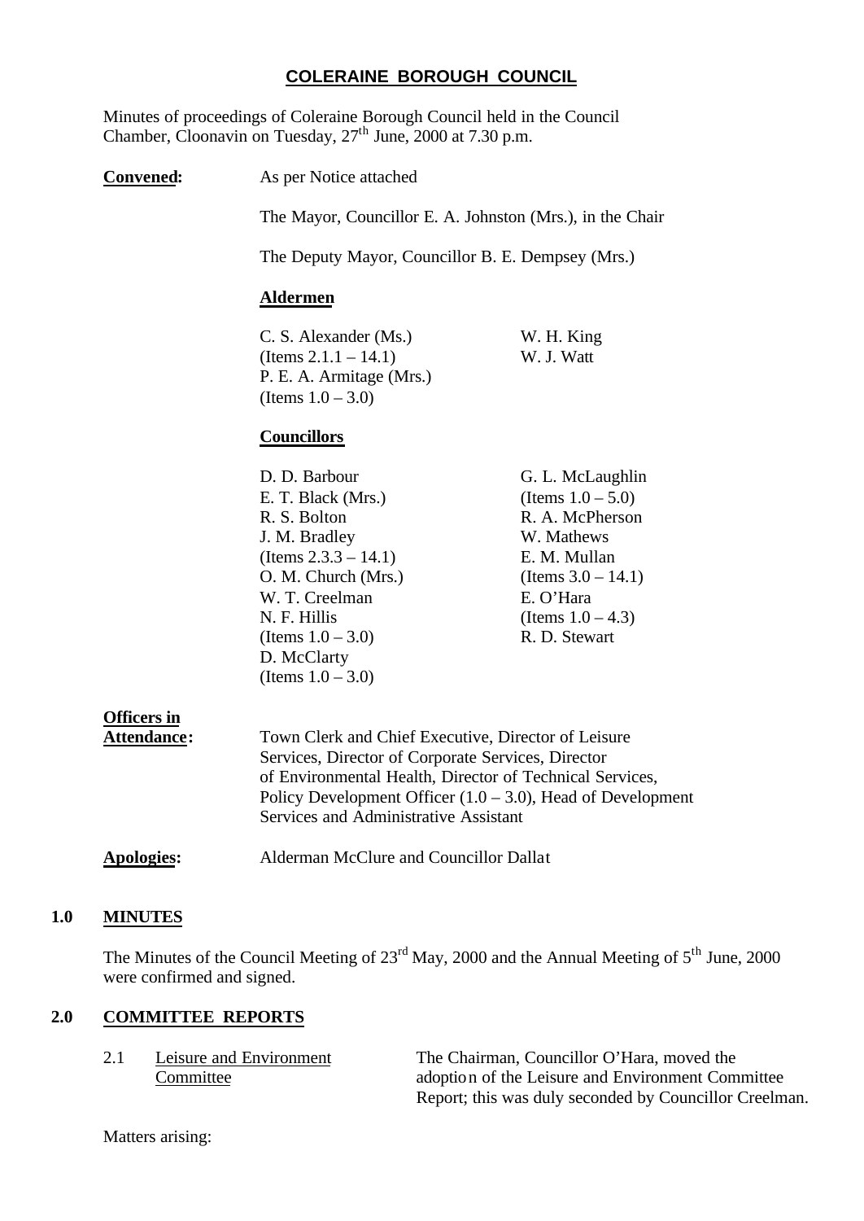# COLERAINE BOROUGH COUNCIL

Minutes of proceedings of Coleraine Borough Council held in the Council Chamber, Cloonavin on Tuesday, 27th June, 2000 at 7.30 p.m.

**Convened:** As per Notice attached

The Mayor, Councillor E. A. Johnston (Mrs.), in the Chair

The Deputy Mayor, Councillor B. E. Dempsey (Mrs.)

**Aldermen**

C. S. Alexander (Ms.) (Items 2.1.1 – 14.1)
P. E. A. Armitage (Mrs.) (Items 1.0 – 3.0)
W. H. King
W. J. Watt

**Councillors**

D. D. Barbour
E. T. Black (Mrs.)
R. S. Bolton
J. M. Bradley (Items 2.3.3 – 14.1)
O. M. Church (Mrs.)
W. T. Creelman
N. F. Hillis (Items 1.0 – 3.0)
D. McClarty (Items 1.0 – 3.0)
G. L. McLaughlin (Items 1.0 – 5.0)
R. A. McPherson
W. Mathews
E. M. Mullan (Items 3.0 – 14.1)
E. O'Hara (Items 1.0 – 4.3)
R. D. Stewart

**Officers in Attendance:** Town Clerk and Chief Executive, Director of Leisure Services, Director of Corporate Services, Director of Environmental Health, Director of Technical Services, Policy Development Officer (1.0 – 3.0), Head of Development Services and Administrative Assistant

**Apologies:** Alderman McClure and Councillor Dallat

## 1.0 MINUTES

The Minutes of the Council Meeting of 23rd May, 2000 and the Annual Meeting of 5th June, 2000 were confirmed and signed.

## 2.0 COMMITTEE REPORTS

2.1 Leisure and Environment Committee

The Chairman, Councillor O'Hara, moved the adoption of the Leisure and Environment Committee Report; this was duly seconded by Councillor Creelman.

Matters arising: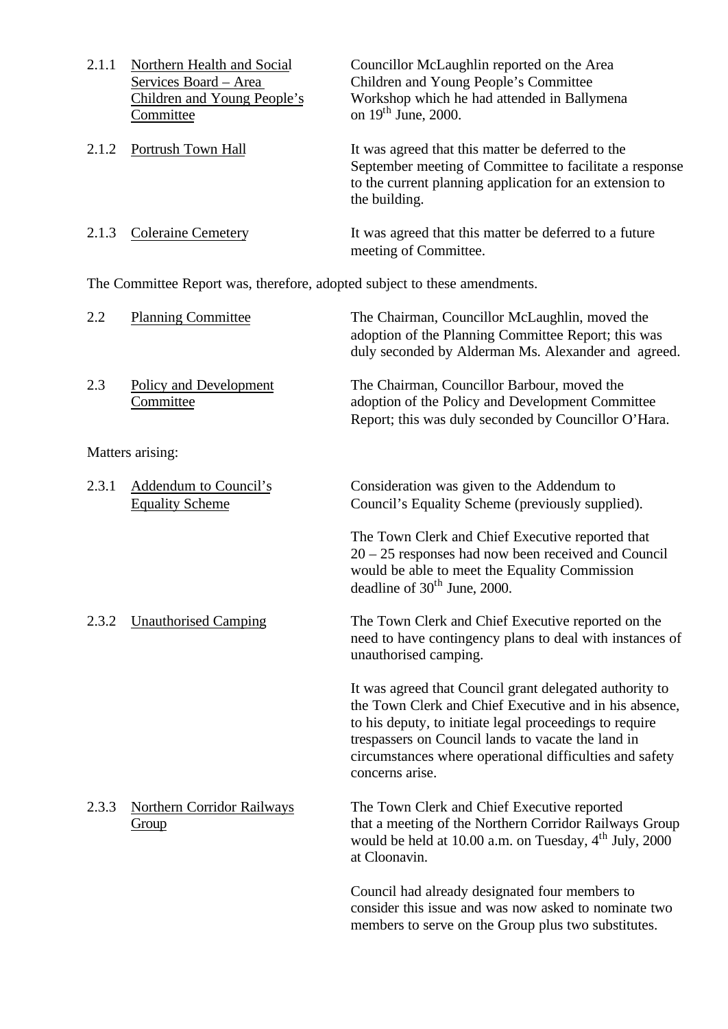2.1.1 Northern Health and Social Services Board – Area Children and Young People's Committee

Councillor McLaughlin reported on the Area Children and Young People's Committee Workshop which he had attended in Ballymena on 19th June, 2000.

2.1.2 Portrush Town Hall

It was agreed that this matter be deferred to the September meeting of Committee to facilitate a response to the current planning application for an extension to the building.

2.1.3 Coleraine Cemetery

It was agreed that this matter be deferred to a future meeting of Committee.

The Committee Report was, therefore, adopted subject to these amendments.

2.2 Planning Committee

The Chairman, Councillor McLaughlin, moved the adoption of the Planning Committee Report; this was duly seconded by Alderman Ms. Alexander and agreed.

2.3 Policy and Development Committee

The Chairman, Councillor Barbour, moved the adoption of the Policy and Development Committee Report; this was duly seconded by Councillor O'Hara.

Matters arising:

2.3.1 Addendum to Council's Equality Scheme

Consideration was given to the Addendum to Council's Equality Scheme (previously supplied).

The Town Clerk and Chief Executive reported that 20 – 25 responses had now been received and Council would be able to meet the Equality Commission deadline of 30th June, 2000.

2.3.2 Unauthorised Camping

The Town Clerk and Chief Executive reported on the need to have contingency plans to deal with instances of unauthorised camping.

It was agreed that Council grant delegated authority to the Town Clerk and Chief Executive and in his absence, to his deputy, to initiate legal proceedings to require trespassers on Council lands to vacate the land in circumstances where operational difficulties and safety concerns arise.

2.3.3 Northern Corridor Railways Group

The Town Clerk and Chief Executive reported that a meeting of the Northern Corridor Railways Group would be held at 10.00 a.m. on Tuesday, 4th July, 2000 at Cloonavin.

Council had already designated four members to consider this issue and was now asked to nominate two members to serve on the Group plus two substitutes.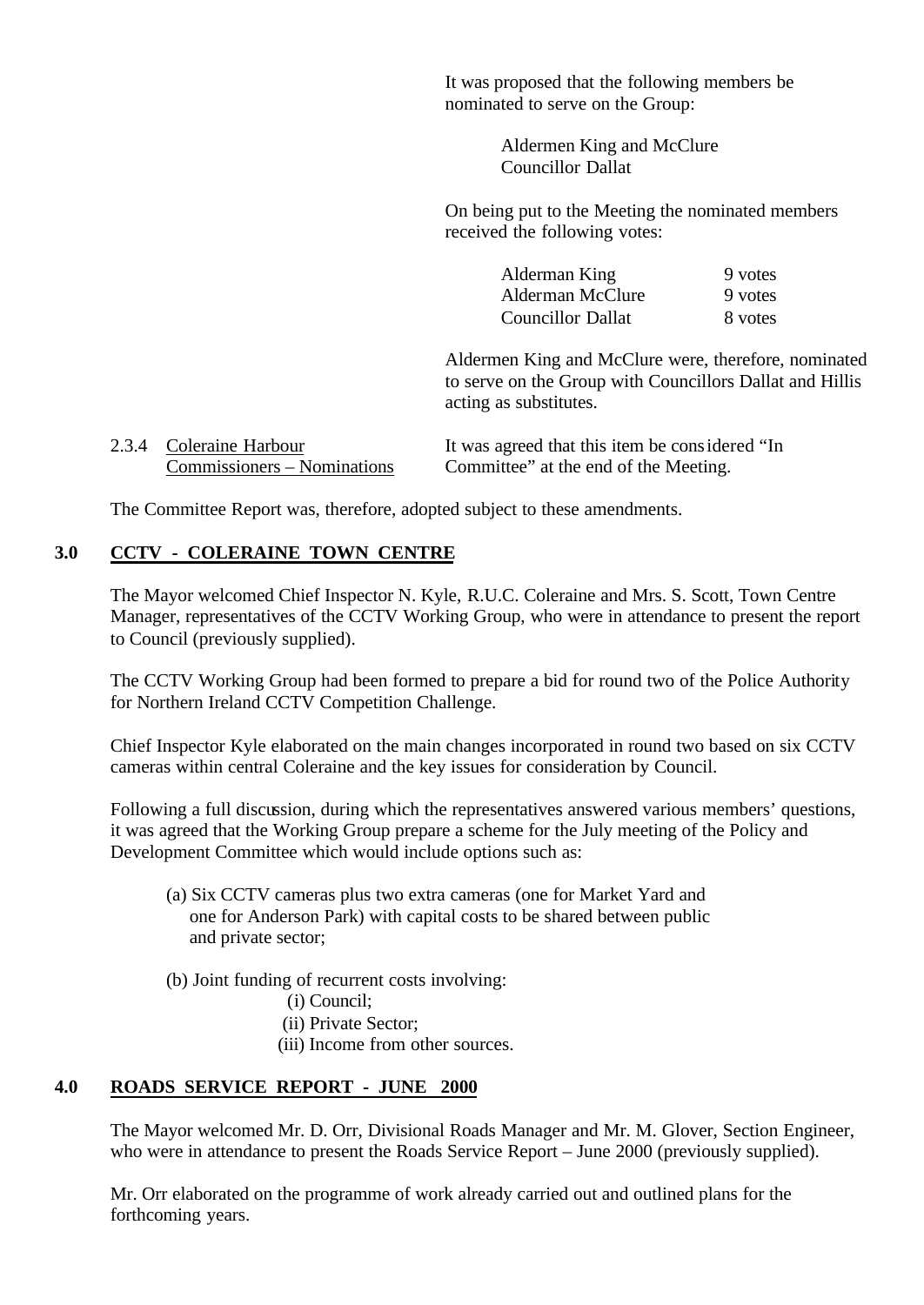It was proposed that the following members be nominated to serve on the Group:

Aldermen King and McClure
Councillor Dallat

On being put to the Meeting the nominated members received the following votes:

| | |
|---|---|
| Alderman King | 9 votes |
| Alderman McClure | 9 votes |
| Councillor Dallat | 8 votes |

Aldermen King and McClure were, therefore, nominated to serve on the Group with Councillors Dallat and Hillis acting as substitutes.

2.3.4 Coleraine Harbour Commissioners – Nominations

It was agreed that this item be considered "In Committee" at the end of the Meeting.

The Committee Report was, therefore, adopted subject to these amendments.

## 3.0 CCTV - COLERAINE TOWN CENTRE

The Mayor welcomed Chief Inspector N. Kyle, R.U.C. Coleraine and Mrs. S. Scott, Town Centre Manager, representatives of the CCTV Working Group, who were in attendance to present the report to Council (previously supplied).

The CCTV Working Group had been formed to prepare a bid for round two of the Police Authority for Northern Ireland CCTV Competition Challenge.

Chief Inspector Kyle elaborated on the main changes incorporated in round two based on six CCTV cameras within central Coleraine and the key issues for consideration by Council.

Following a full discussion, during which the representatives answered various members' questions, it was agreed that the Working Group prepare a scheme for the July meeting of the Policy and Development Committee which would include options such as:

(a) Six CCTV cameras plus two extra cameras (one for Market Yard and one for Anderson Park) with capital costs to be shared between public and private sector;

(b) Joint funding of recurrent costs involving:
   (i) Council;
   (ii) Private Sector;
   (iii) Income from other sources.

## 4.0 ROADS SERVICE REPORT - JUNE 2000

The Mayor welcomed Mr. D. Orr, Divisional Roads Manager and Mr. M. Glover, Section Engineer, who were in attendance to present the Roads Service Report – June 2000 (previously supplied).

Mr. Orr elaborated on the programme of work already carried out and outlined plans for the forthcoming years.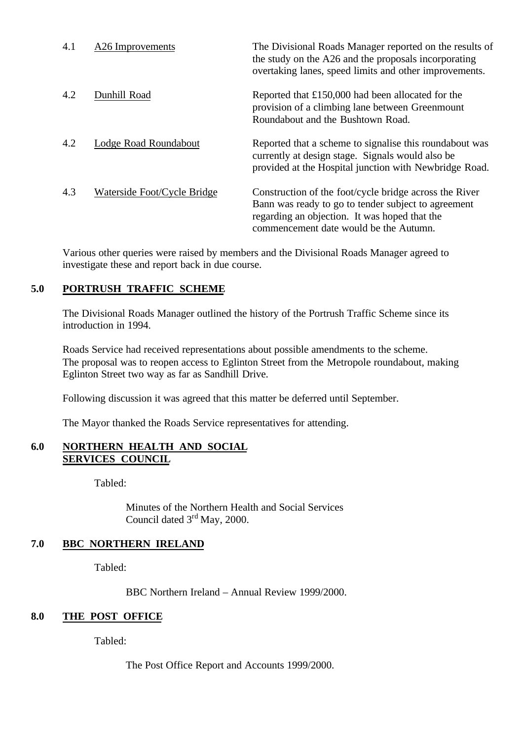| | | |
|---|---|---|
| 4.1 | A26 Improvements | The Divisional Roads Manager reported on the results of the study on the A26 and the proposals incorporating overtaking lanes, speed limits and other improvements. |
| 4.2 | Dunhill Road | Reported that £150,000 had been allocated for the provision of a climbing lane between Greenmount Roundabout and the Bushtown Road. |
| 4.2 | Lodge Road Roundabout | Reported that a scheme to signalise this roundabout was currently at design stage. Signals would also be provided at the Hospital junction with Newbridge Road. |
| 4.3 | Waterside Foot/Cycle Bridge | Construction of the foot/cycle bridge across the River Bann was ready to go to tender subject to agreement regarding an objection. It was hoped that the commencement date would be the Autumn. |

Various other queries were raised by members and the Divisional Roads Manager agreed to investigate these and report back in due course.

## 5.0 PORTRUSH TRAFFIC SCHEME

The Divisional Roads Manager outlined the history of the Portrush Traffic Scheme since its introduction in 1994.

Roads Service had received representations about possible amendments to the scheme. The proposal was to reopen access to Eglinton Street from the Metropole roundabout, making Eglinton Street two way as far as Sandhill Drive.

Following discussion it was agreed that this matter be deferred until September.

The Mayor thanked the Roads Service representatives for attending.

## 6.0 NORTHERN HEALTH AND SOCIAL SERVICES COUNCIL

Tabled:

Minutes of the Northern Health and Social Services Council dated 3rd May, 2000.

## 7.0 BBC NORTHERN IRELAND

Tabled:

BBC Northern Ireland – Annual Review 1999/2000.

## 8.0 THE POST OFFICE

Tabled:

The Post Office Report and Accounts 1999/2000.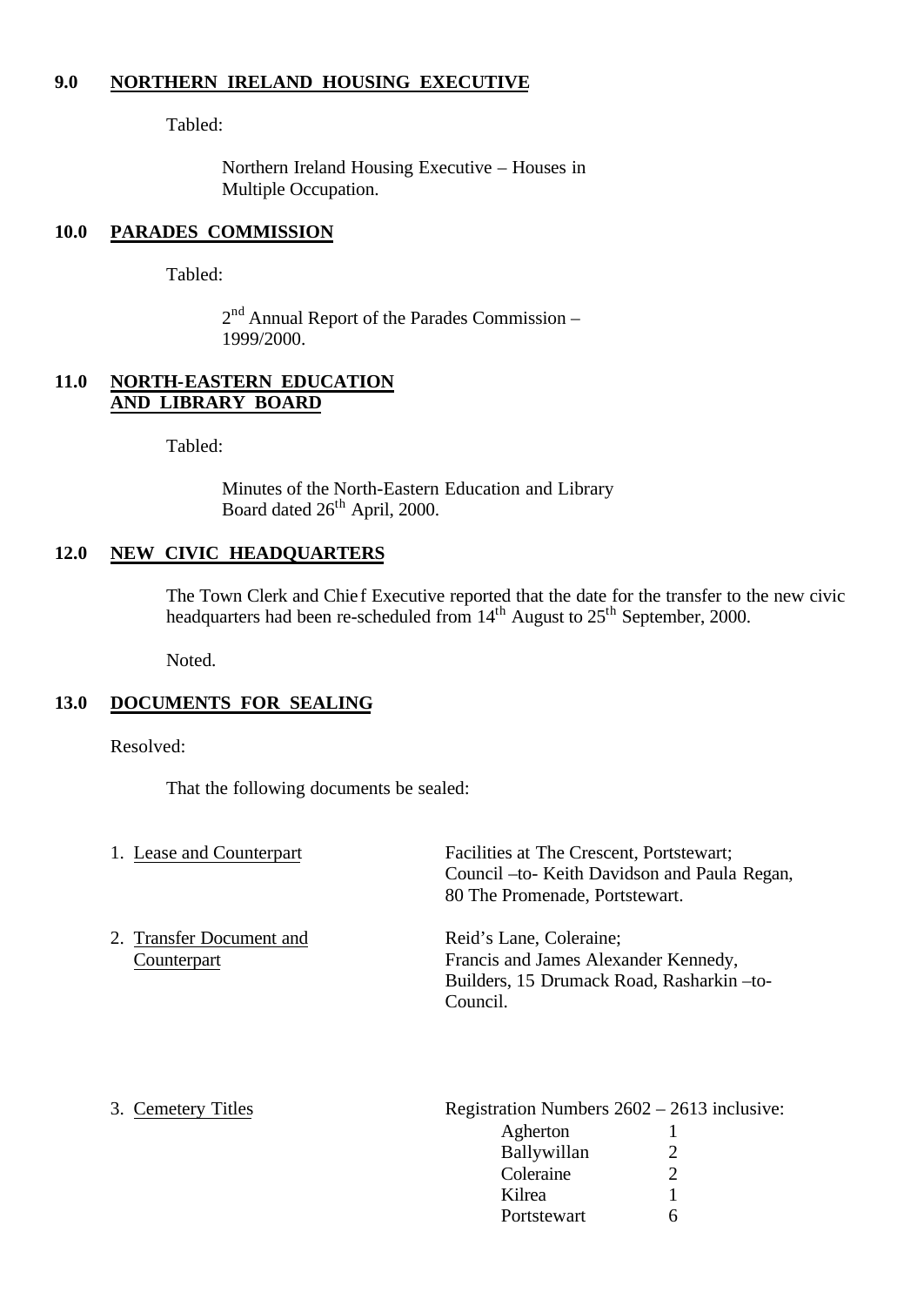## 9.0 NORTHERN IRELAND HOUSING EXECUTIVE

Tabled:

Northern Ireland Housing Executive – Houses in Multiple Occupation.

## 10.0 PARADES COMMISSION

Tabled:

2nd Annual Report of the Parades Commission – 1999/2000.

## 11.0 NORTH-EASTERN EDUCATION AND LIBRARY BOARD

Tabled:

Minutes of the North-Eastern Education and Library Board dated 26th April, 2000.

## 12.0 NEW CIVIC HEADQUARTERS

The Town Clerk and Chief Executive reported that the date for the transfer to the new civic headquarters had been re-scheduled from 14th August to 25th September, 2000.

Noted.

## 13.0 DOCUMENTS FOR SEALING

Resolved:

That the following documents be sealed:

1. Lease and Counterpart — Facilities at The Crescent, Portstewart; Council –to- Keith Davidson and Paula Regan, 80 The Promenade, Portstewart.

2. Transfer Document and Counterpart — Reid's Lane, Coleraine; Francis and James Alexander Kennedy, Builders, 15 Drumack Road, Rasharkin –to- Council.

3. Cemetery Titles — Registration Numbers 2602 – 2613 inclusive:

| Cemetery | Number |
|---|---|
| Agherton | 1 |
| Ballywillan | 2 |
| Coleraine | 2 |
| Kilrea | 1 |
| Portstewart | 6 |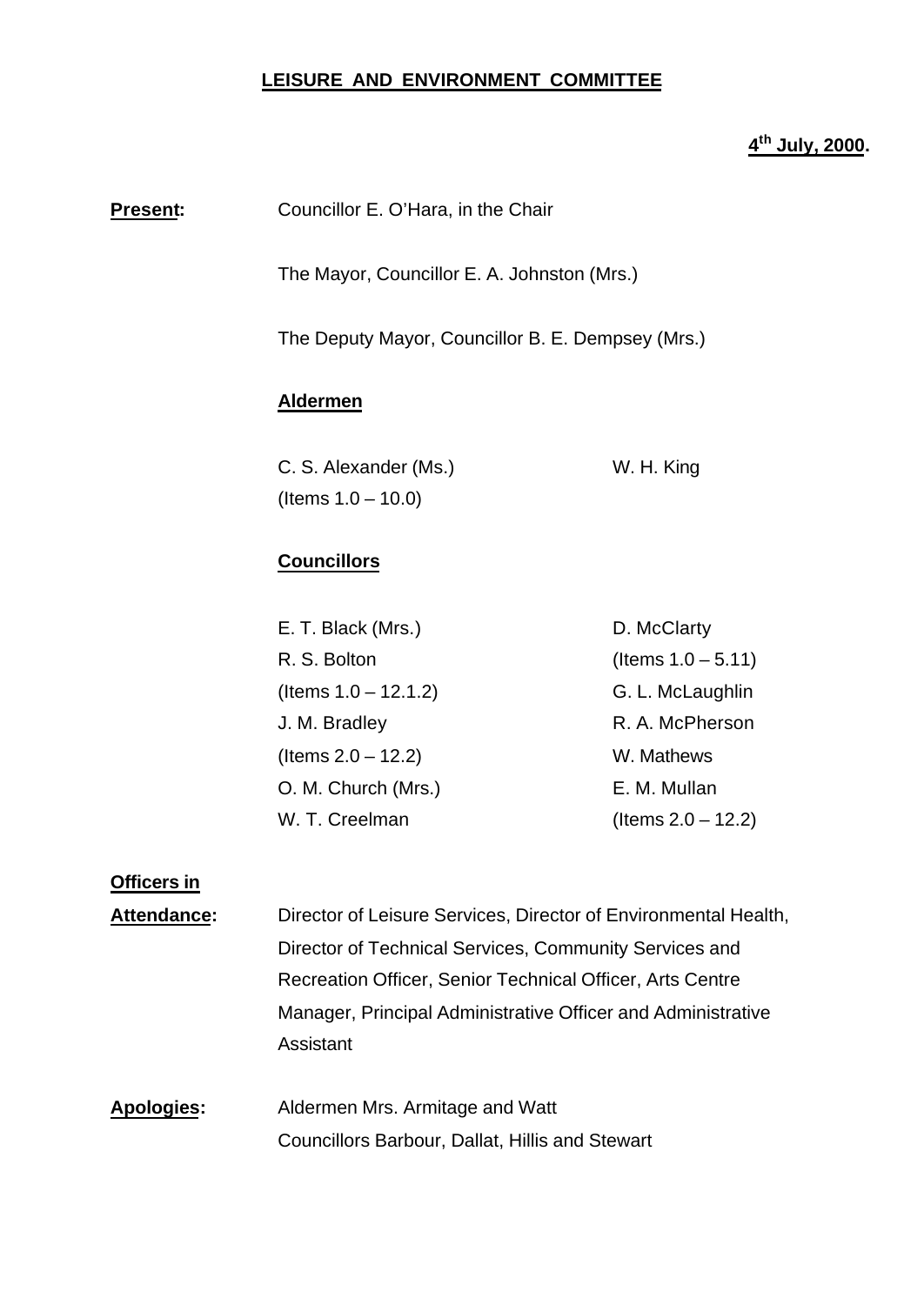# LEISURE AND ENVIRONMENT COMMITTEE

**4th July, 2000.**

**Present:** Councillor E. O'Hara, in the Chair

The Mayor, Councillor E. A. Johnston (Mrs.)

The Deputy Mayor, Councillor B. E. Dempsey (Mrs.)

**Aldermen**

C. S. Alexander (Ms.) (Items 1.0 – 10.0)

W. H. King

**Councillors**

E. T. Black (Mrs.)

R. S. Bolton (Items 1.0 – 12.1.2)

J. M. Bradley (Items 2.0 – 12.2)

O. M. Church (Mrs.)

W. T. Creelman

D. McClarty (Items 1.0 – 5.11)

G. L. McLaughlin

R. A. McPherson

W. Mathews

E. M. Mullan (Items 2.0 – 12.2)

**Officers in Attendance:** Director of Leisure Services, Director of Environmental Health, Director of Technical Services, Community Services and Recreation Officer, Senior Technical Officer, Arts Centre Manager, Principal Administrative Officer and Administrative Assistant

**Apologies:** Aldermen Mrs. Armitage and Watt
Councillors Barbour, Dallat, Hillis and Stewart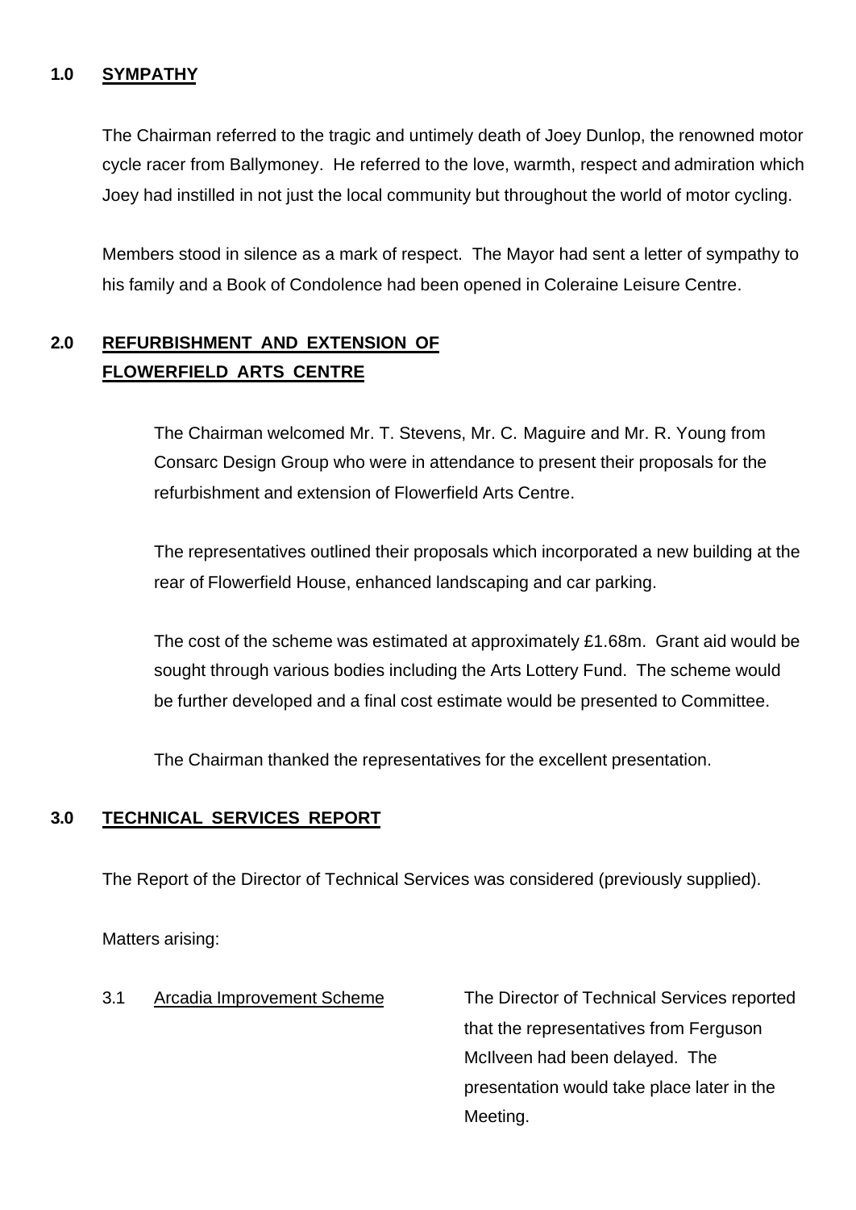## 1.0 SYMPATHY

The Chairman referred to the tragic and untimely death of Joey Dunlop, the renowned motor cycle racer from Ballymoney. He referred to the love, warmth, respect and admiration which Joey had instilled in not just the local community but throughout the world of motor cycling.

Members stood in silence as a mark of respect. The Mayor had sent a letter of sympathy to his family and a Book of Condolence had been opened in Coleraine Leisure Centre.

## 2.0 REFURBISHMENT AND EXTENSION OF FLOWERFIELD ARTS CENTRE

The Chairman welcomed Mr. T. Stevens, Mr. C. Maguire and Mr. R. Young from Consarc Design Group who were in attendance to present their proposals for the refurbishment and extension of Flowerfield Arts Centre.

The representatives outlined their proposals which incorporated a new building at the rear of Flowerfield House, enhanced landscaping and car parking.

The cost of the scheme was estimated at approximately £1.68m. Grant aid would be sought through various bodies including the Arts Lottery Fund. The scheme would be further developed and a final cost estimate would be presented to Committee.

The Chairman thanked the representatives for the excellent presentation.

## 3.0 TECHNICAL SERVICES REPORT

The Report of the Director of Technical Services was considered (previously supplied).

Matters arising:

3.1 Arcadia Improvement Scheme

The Director of Technical Services reported that the representatives from Ferguson McIlveen had been delayed. The presentation would take place later in the Meeting.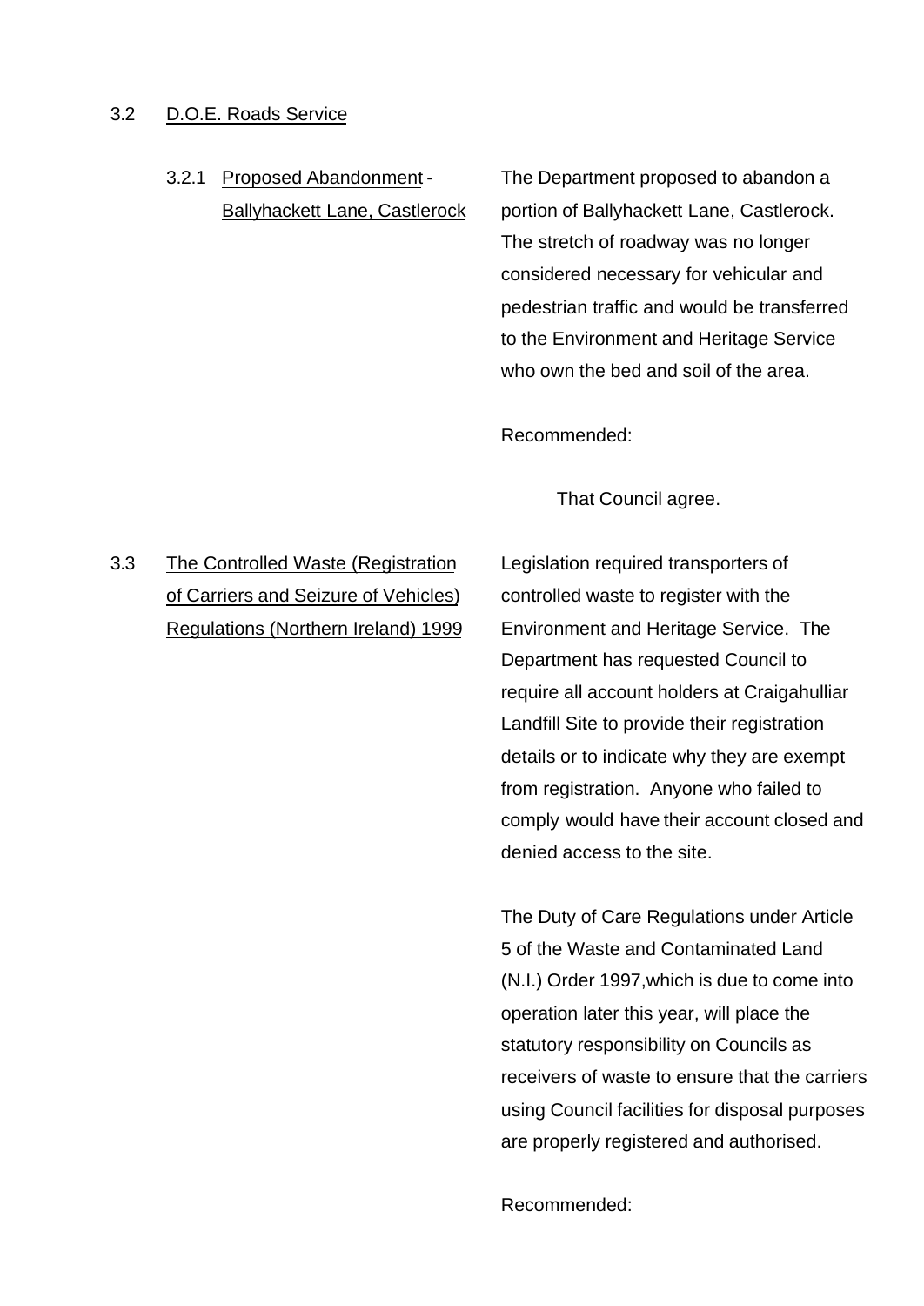3.2 D.O.E. Roads Service

3.2.1 Proposed Abandonment - Ballyhackett Lane, Castlerock

The Department proposed to abandon a portion of Ballyhackett Lane, Castlerock. The stretch of roadway was no longer considered necessary for vehicular and pedestrian traffic and would be transferred to the Environment and Heritage Service who own the bed and soil of the area.

Recommended:

That Council agree.

3.3 The Controlled Waste (Registration of Carriers and Seizure of Vehicles) Regulations (Northern Ireland) 1999

Legislation required transporters of controlled waste to register with the Environment and Heritage Service. The Department has requested Council to require all account holders at Craigahulliar Landfill Site to provide their registration details or to indicate why they are exempt from registration. Anyone who failed to comply would have their account closed and denied access to the site.

The Duty of Care Regulations under Article 5 of the Waste and Contaminated Land (N.I.) Order 1997,which is due to come into operation later this year, will place the statutory responsibility on Councils as receivers of waste to ensure that the carriers using Council facilities for disposal purposes are properly registered and authorised.

Recommended: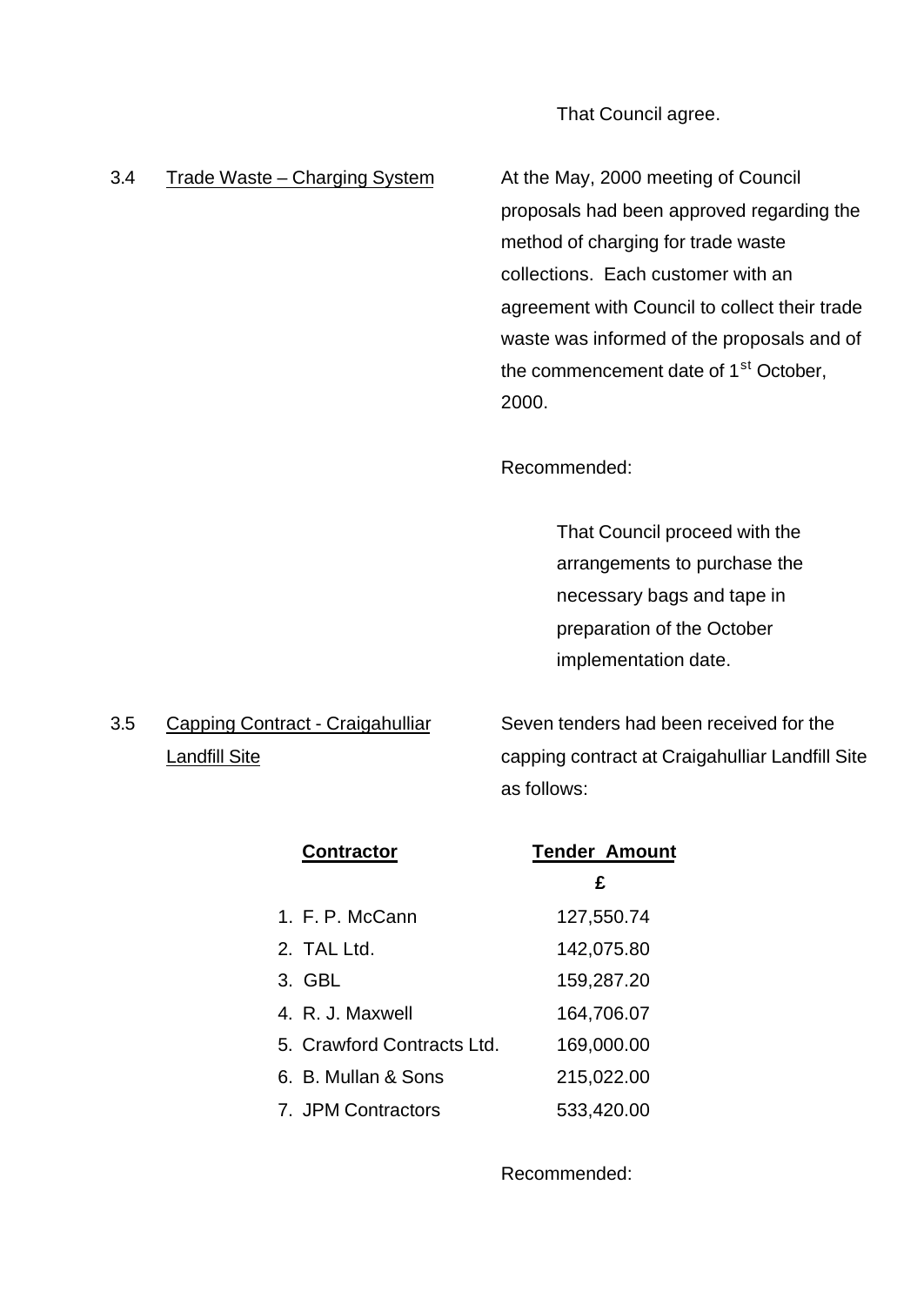That Council agree.

3.4 <u>Trade Waste – Charging System</u>

At the May, 2000 meeting of Council proposals had been approved regarding the method of charging for trade waste collections. Each customer with an agreement with Council to collect their trade waste was informed of the proposals and of the commencement date of 1st October, 2000.

Recommended:

That Council proceed with the arrangements to purchase the necessary bags and tape in preparation of the October implementation date.

3.5 <u>Capping Contract - Craigahulliar Landfill Site</u>

Seven tenders had been received for the capping contract at Craigahulliar Landfill Site as follows:

| **Contractor** | **Tender Amount** £ |
|---|---|
| 1. F. P. McCann | 127,550.74 |
| 2. TAL Ltd. | 142,075.80 |
| 3. GBL | 159,287.20 |
| 4. R. J. Maxwell | 164,706.07 |
| 5. Crawford Contracts Ltd. | 169,000.00 |
| 6. B. Mullan & Sons | 215,022.00 |
| 7. JPM Contractors | 533,420.00 |

Recommended: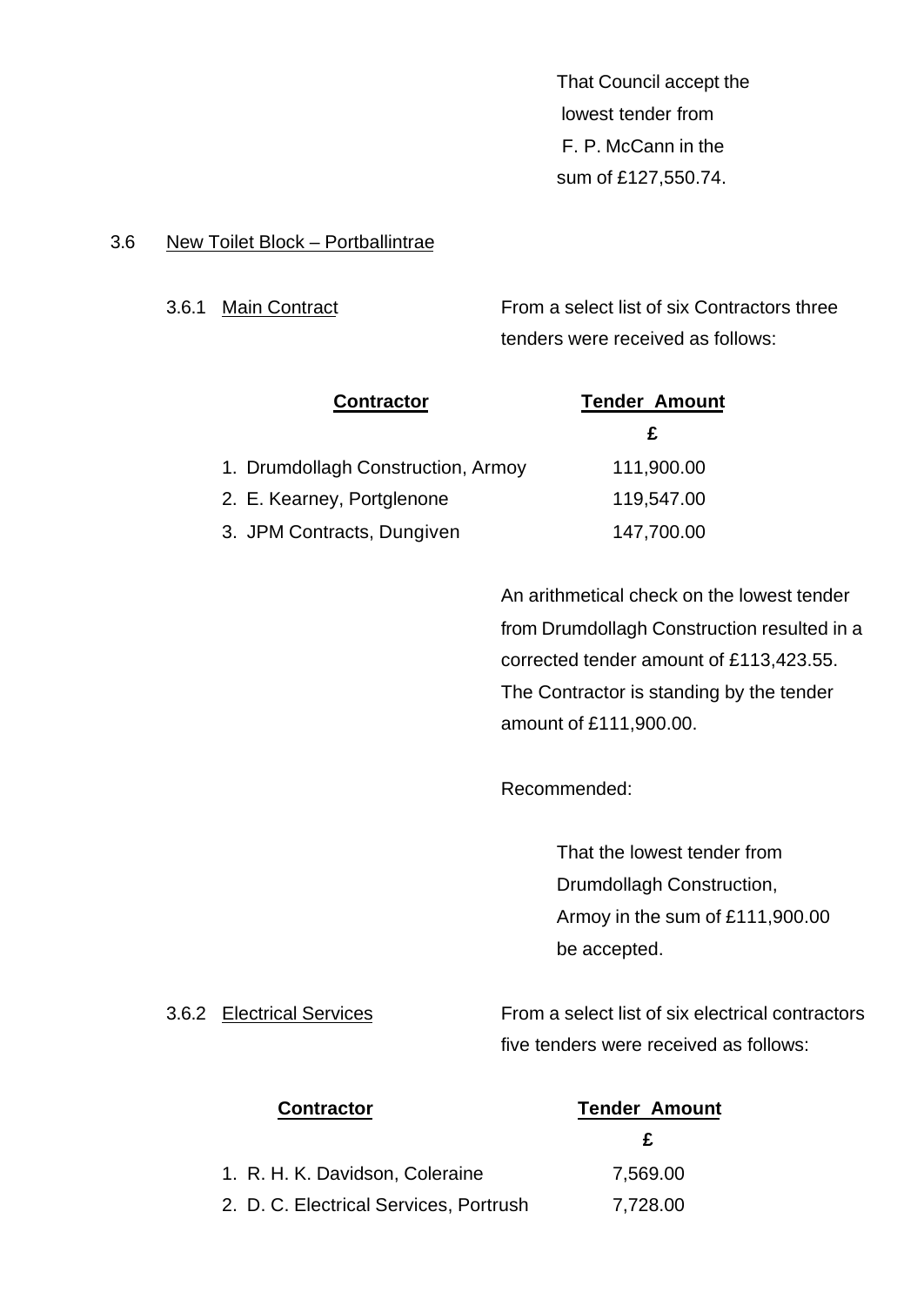That Council accept the lowest tender from F. P. McCann in the sum of £127,550.74.

3.6 New Toilet Block – Portballintrae

3.6.1 Main Contract

From a select list of six Contractors three tenders were received as follows:

| Contractor | Tender Amount £ |
|---|---|
| 1. Drumdollagh Construction, Armoy | 111,900.00 |
| 2. E. Kearney, Portglenone | 119,547.00 |
| 3. JPM Contracts, Dungiven | 147,700.00 |

An arithmetical check on the lowest tender from Drumdollagh Construction resulted in a corrected tender amount of £113,423.55. The Contractor is standing by the tender amount of £111,900.00.

Recommended:

That the lowest tender from Drumdollagh Construction, Armoy in the sum of £111,900.00 be accepted.

3.6.2 Electrical Services

From a select list of six electrical contractors five tenders were received as follows:

| Contractor | Tender Amount £ |
|---|---|
| 1. R. H. K. Davidson, Coleraine | 7,569.00 |
| 2. D. C. Electrical Services, Portrush | 7,728.00 |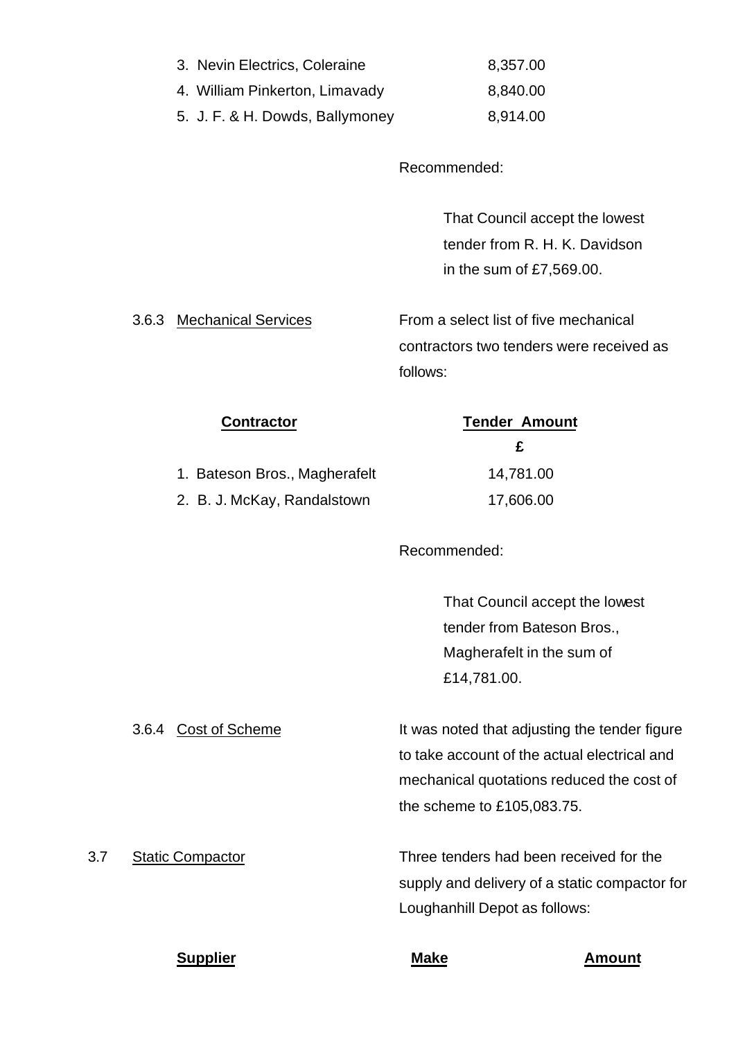| Contractor | Tender Amount £ |
|---|---|
| 3. Nevin Electrics, Coleraine | 8,357.00 |
| 4. William Pinkerton, Limavady | 8,840.00 |
| 5. J. F. & H. Dowds, Ballymoney | 8,914.00 |

Recommended:

That Council accept the lowest tender from R. H. K. Davidson in the sum of £7,569.00.

3.6.3 Mechanical Services

From a select list of five mechanical contractors two tenders were received as follows:

| Contractor | Tender Amount £ |
|---|---|
| 1. Bateson Bros., Magherafelt | 14,781.00 |
| 2. B. J. McKay, Randalstown | 17,606.00 |

Recommended:

That Council accept the lowest tender from Bateson Bros., Magherafelt in the sum of £14,781.00.

3.6.4 Cost of Scheme

It was noted that adjusting the tender figure to take account of the actual electrical and mechanical quotations reduced the cost of the scheme to £105,083.75.

3.7 Static Compactor

Three tenders had been received for the supply and delivery of a static compactor for Loughanhill Depot as follows:

| Supplier | Make | Amount |
|---|---|---|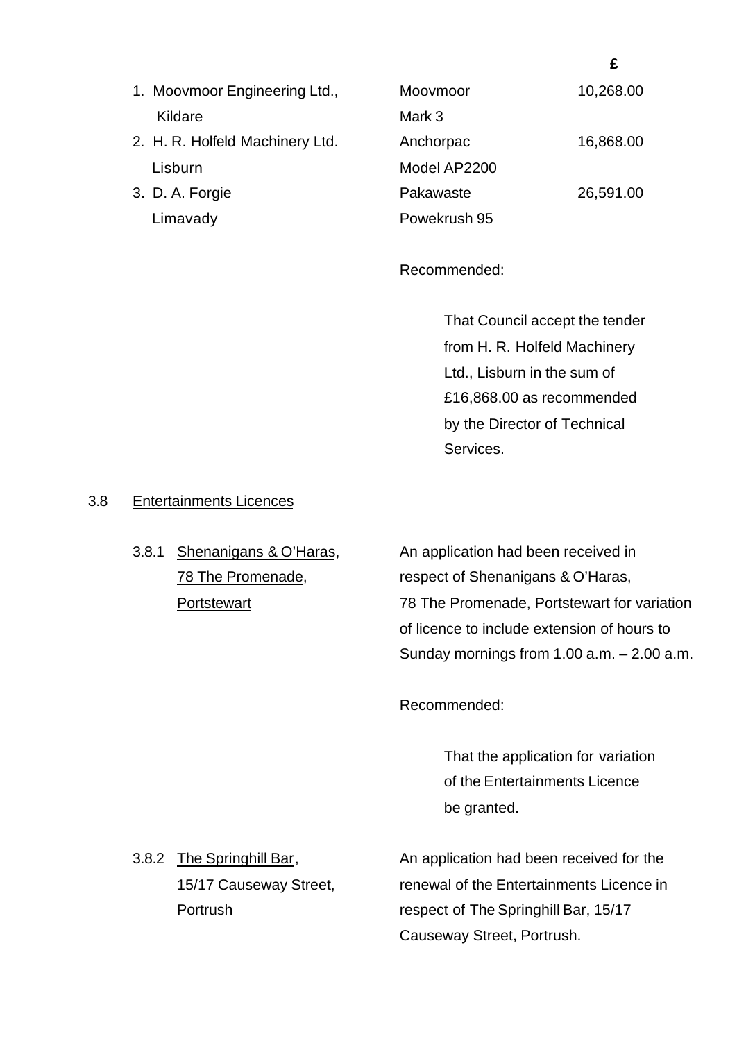| | | £ |
|---|---|---|
| 1. Moovmoor Engineering Ltd., Kildare | Moovmoor Mark 3 | 10,268.00 |
| 2. H. R. Holfeld Machinery Ltd. Lisburn | Anchorpac Model AP2200 | 16,868.00 |
| 3. D. A. Forgie Limavady | Pakawaste Powekrush 95 | 26,591.00 |

Recommended:

> That Council accept the tender from H. R. Holfeld Machinery Ltd., Lisburn in the sum of £16,868.00 as recommended by the Director of Technical Services.

3.8 Entertainments Licences

3.8.1 Shenanigans & O'Haras, 78 The Promenade, Portstewart

An application had been received in respect of Shenanigans & O'Haras, 78 The Promenade, Portstewart for variation of licence to include extension of hours to Sunday mornings from 1.00 a.m. – 2.00 a.m.

Recommended:

> That the application for variation of the Entertainments Licence be granted.

3.8.2 The Springhill Bar, 15/17 Causeway Street, Portrush

An application had been received for the renewal of the Entertainments Licence in respect of The Springhill Bar, 15/17 Causeway Street, Portrush.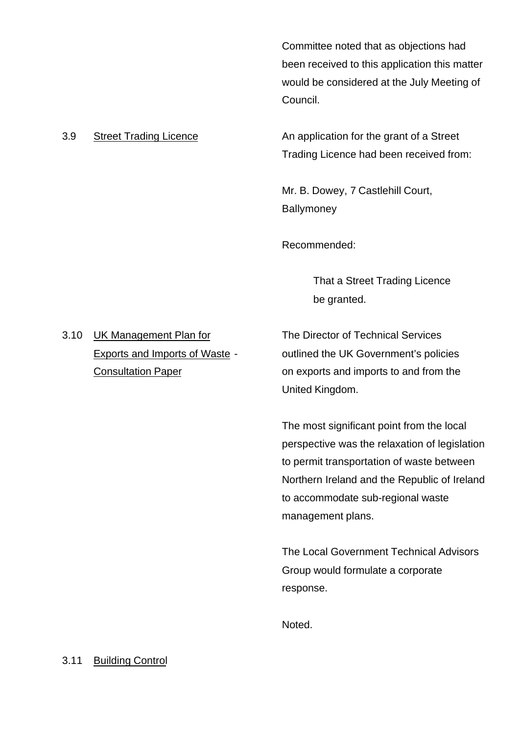Committee noted that as objections had been received to this application this matter would be considered at the July Meeting of Council.

3.9 Street Trading Licence

An application for the grant of a Street Trading Licence had been received from:

Mr. B. Dowey, 7 Castlehill Court, Ballymoney

Recommended:

> That a Street Trading Licence be granted.

3.10 UK Management Plan for Exports and Imports of Waste - Consultation Paper

The Director of Technical Services outlined the UK Government's policies on exports and imports to and from the United Kingdom.

The most significant point from the local perspective was the relaxation of legislation to permit transportation of waste between Northern Ireland and the Republic of Ireland to accommodate sub-regional waste management plans.

The Local Government Technical Advisors Group would formulate a corporate response.

Noted.

3.11 Building Control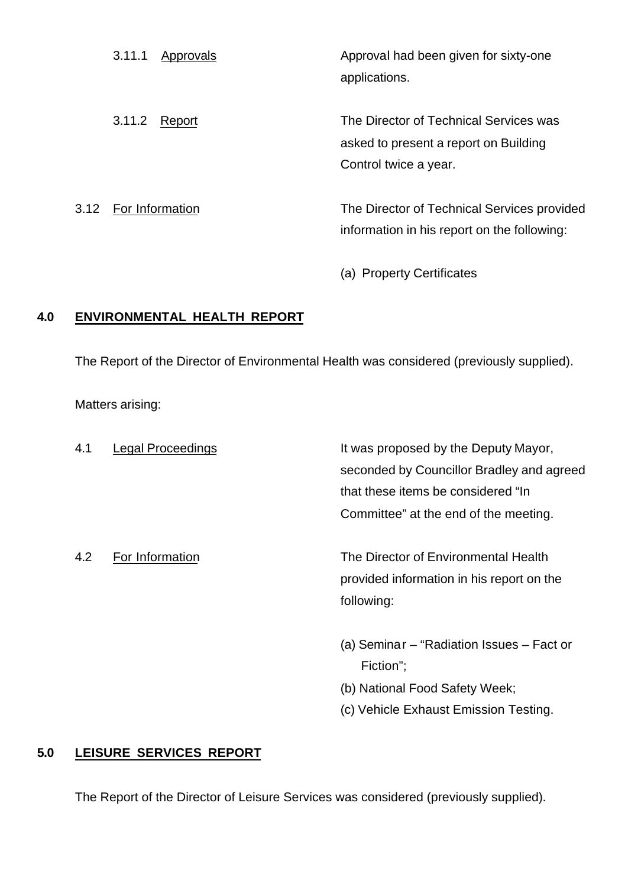3.11.1 Approvals

Approval had been given for sixty-one applications.

3.11.2 Report

The Director of Technical Services was asked to present a report on Building Control twice a year.

3.12 For Information

The Director of Technical Services provided information in his report on the following:

(a) Property Certificates

## 4.0 ENVIRONMENTAL HEALTH REPORT

The Report of the Director of Environmental Health was considered (previously supplied).

Matters arising:

4.1 Legal Proceedings

It was proposed by the Deputy Mayor, seconded by Councillor Bradley and agreed that these items be considered "In Committee" at the end of the meeting.

4.2 For Information

The Director of Environmental Health provided information in his report on the following:

(a) Seminar – "Radiation Issues – Fact or Fiction";
(b) National Food Safety Week;
(c) Vehicle Exhaust Emission Testing.

## 5.0 LEISURE SERVICES REPORT

The Report of the Director of Leisure Services was considered (previously supplied).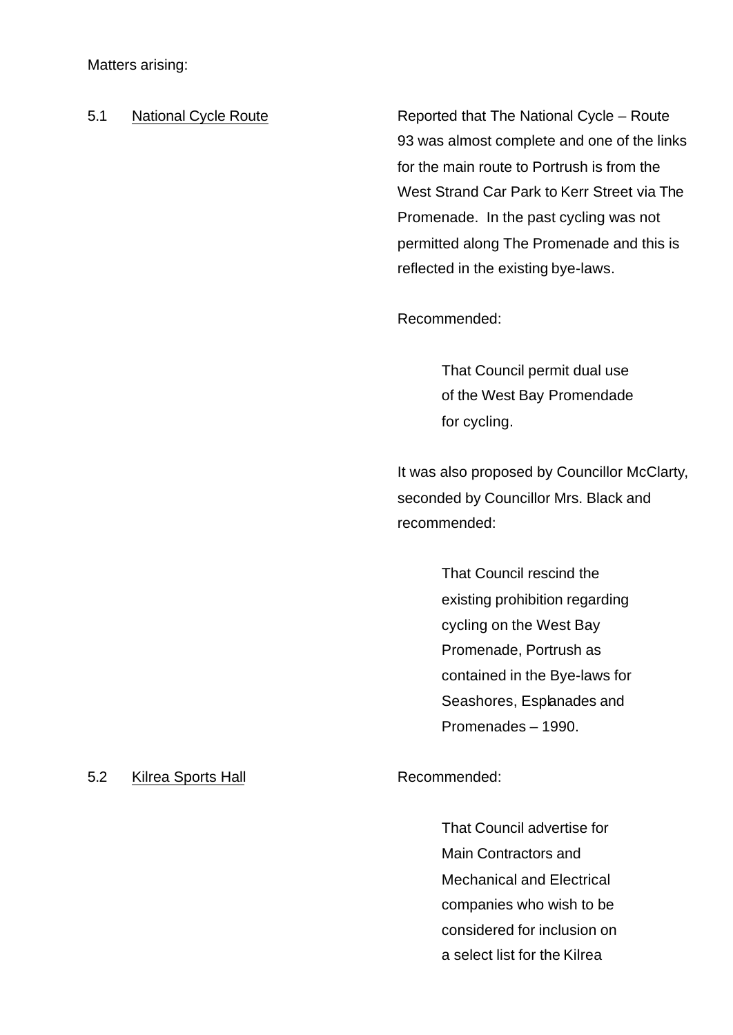Matters arising:

5.1 National Cycle Route

Reported that The National Cycle – Route 93 was almost complete and one of the links for the main route to Portrush is from the West Strand Car Park to Kerr Street via The Promenade. In the past cycling was not permitted along The Promenade and this is reflected in the existing bye-laws.

Recommended:

> That Council permit dual use of the West Bay Promendade for cycling.

It was also proposed by Councillor McClarty, seconded by Councillor Mrs. Black and recommended:

> That Council rescind the existing prohibition regarding cycling on the West Bay Promenade, Portrush as contained in the Bye-laws for Seashores, Esplanades and Promenades – 1990.

5.2 Kilrea Sports Hall

Recommended:

> That Council advertise for Main Contractors and Mechanical and Electrical companies who wish to be considered for inclusion on a select list for the Kilrea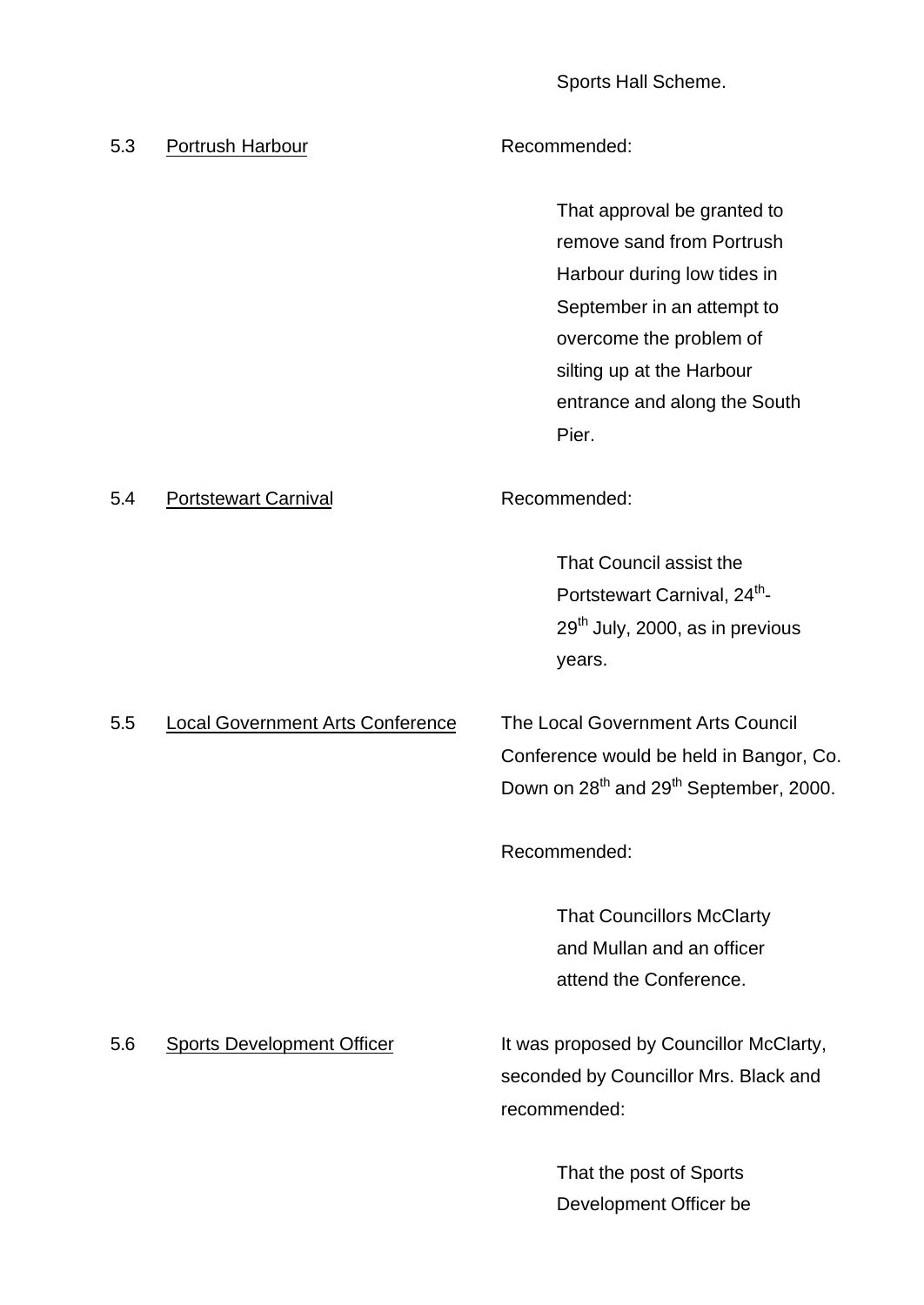Sports Hall Scheme.

5.3 Portrush Harbour

Recommended:

> That approval be granted to remove sand from Portrush Harbour during low tides in September in an attempt to overcome the problem of silting up at the Harbour entrance and along the South Pier.

5.4 Portstewart Carnival

Recommended:

> That Council assist the Portstewart Carnival, 24th-29th July, 2000, as in previous years.

5.5 Local Government Arts Conference

The Local Government Arts Council Conference would be held in Bangor, Co. Down on 28th and 29th September, 2000.

Recommended:

> That Councillors McClarty and Mullan and an officer attend the Conference.

5.6 Sports Development Officer

It was proposed by Councillor McClarty, seconded by Councillor Mrs. Black and recommended:

> That the post of Sports Development Officer be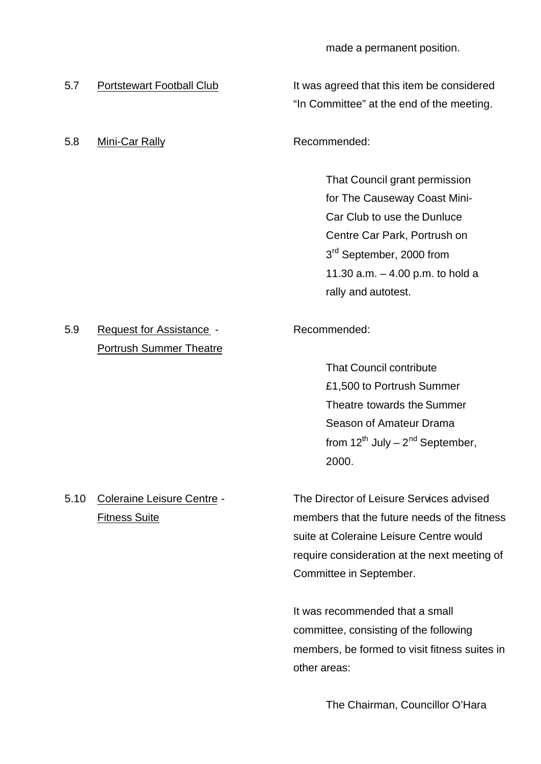made a permanent position.

5.7 Portstewart Football Club

It was agreed that this item be considered "In Committee" at the end of the meeting.

5.8 Mini-Car Rally

Recommended:

> That Council grant permission for The Causeway Coast Mini-Car Club to use the Dunluce Centre Car Park, Portrush on 3rd September, 2000 from 11.30 a.m. – 4.00 p.m. to hold a rally and autotest.

5.9 Request for Assistance - Portrush Summer Theatre

Recommended:

> That Council contribute £1,500 to Portrush Summer Theatre towards the Summer Season of Amateur Drama from 12th July – 2nd September, 2000.

5.10 Coleraine Leisure Centre - Fitness Suite

The Director of Leisure Services advised members that the future needs of the fitness suite at Coleraine Leisure Centre would require consideration at the next meeting of Committee in September.

It was recommended that a small committee, consisting of the following members, be formed to visit fitness suites in other areas:

> The Chairman, Councillor O'Hara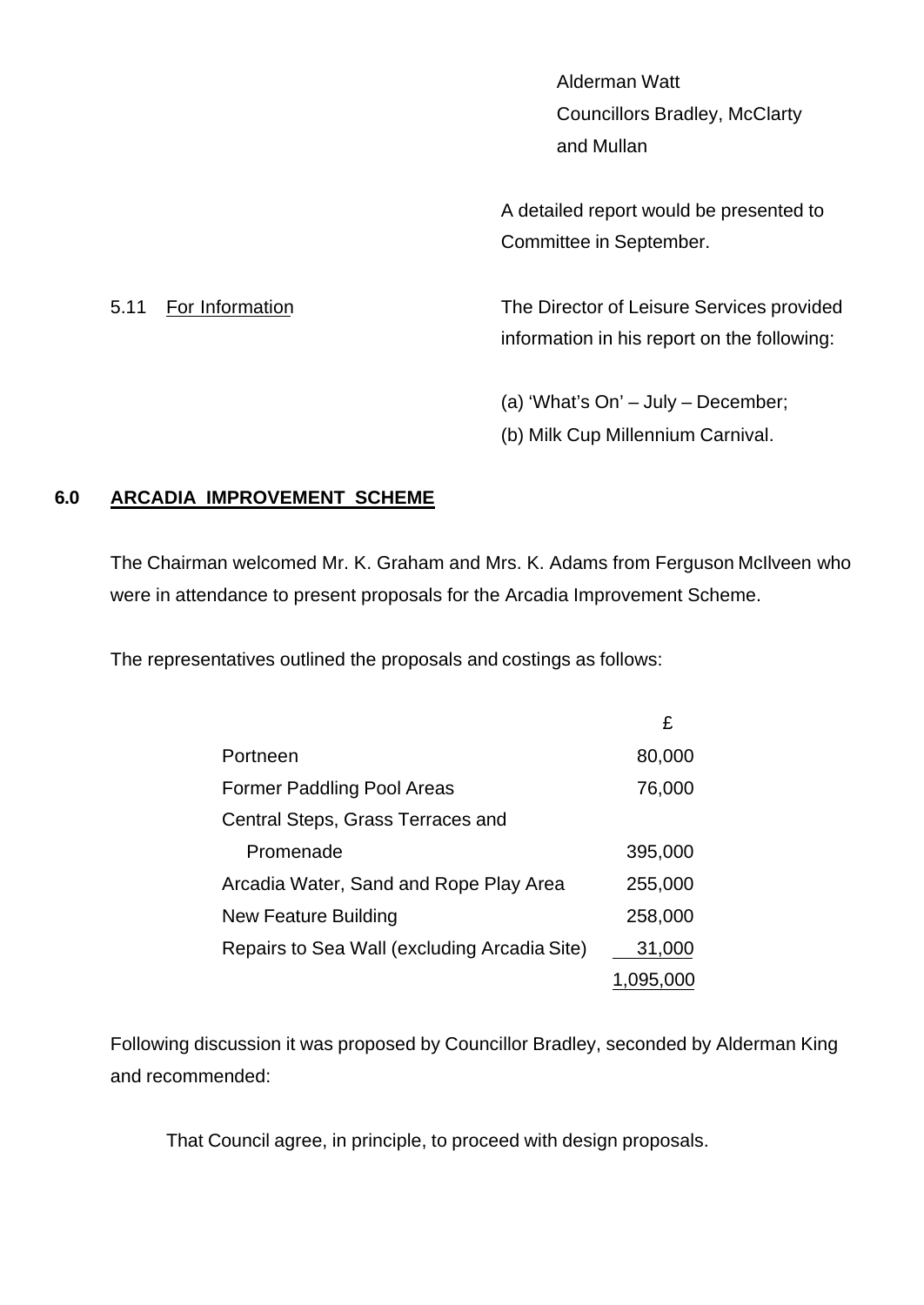Alderman Watt
Councillors Bradley, McClarty and Mullan

A detailed report would be presented to Committee in September.

5.11 For Information

The Director of Leisure Services provided information in his report on the following:

(a) 'What's On' – July – December;
(b) Milk Cup Millennium Carnival.

## 6.0 ARCADIA IMPROVEMENT SCHEME

The Chairman welcomed Mr. K. Graham and Mrs. K. Adams from Ferguson McIlveen who were in attendance to present proposals for the Arcadia Improvement Scheme.

The representatives outlined the proposals and costings as follows:

| | £ |
|---|---:|
| Portneen | 80,000 |
| Former Paddling Pool Areas | 76,000 |
| Central Steps, Grass Terraces and Promenade | 395,000 |
| Arcadia Water, Sand and Rope Play Area | 255,000 |
| New Feature Building | 258,000 |
| Repairs to Sea Wall (excluding Arcadia Site) | 31,000 |
| | 1,095,000 |

Following discussion it was proposed by Councillor Bradley, seconded by Alderman King and recommended:

That Council agree, in principle, to proceed with design proposals.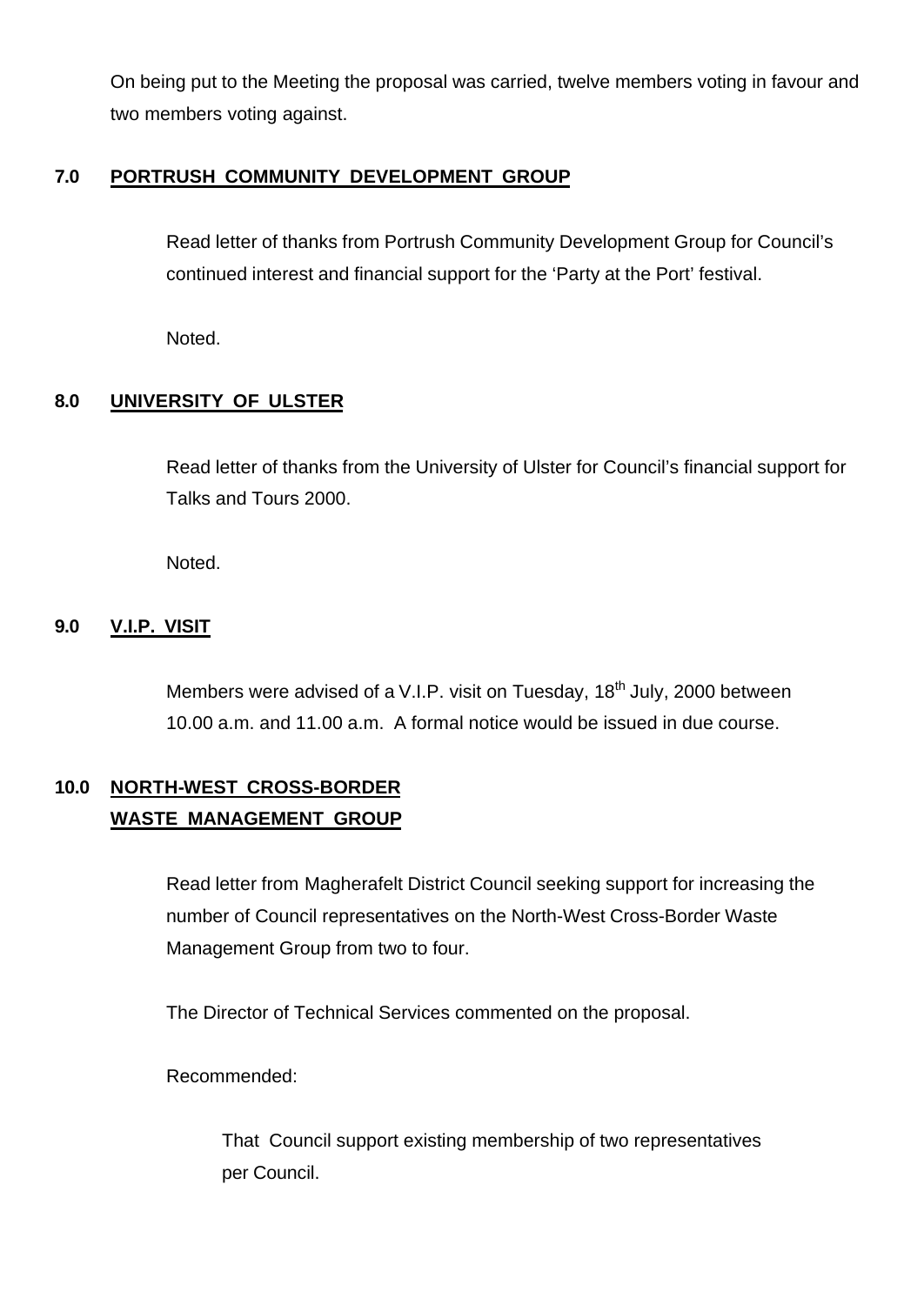On being put to the Meeting the proposal was carried, twelve members voting in favour and two members voting against.

**7.0 PORTRUSH COMMUNITY DEVELOPMENT GROUP**

Read letter of thanks from Portrush Community Development Group for Council's continued interest and financial support for the 'Party at the Port' festival.

Noted.

**8.0 UNIVERSITY OF ULSTER**

Read letter of thanks from the University of Ulster for Council's financial support for Talks and Tours 2000.

Noted.

**9.0 V.I.P. VISIT**

Members were advised of a V.I.P. visit on Tuesday, 18th July, 2000 between 10.00 a.m. and 11.00 a.m. A formal notice would be issued in due course.

**10.0 NORTH-WEST CROSS-BORDER WASTE MANAGEMENT GROUP**

Read letter from Magherafelt District Council seeking support for increasing the number of Council representatives on the North-West Cross-Border Waste Management Group from two to four.

The Director of Technical Services commented on the proposal.

Recommended:

That Council support existing membership of two representatives per Council.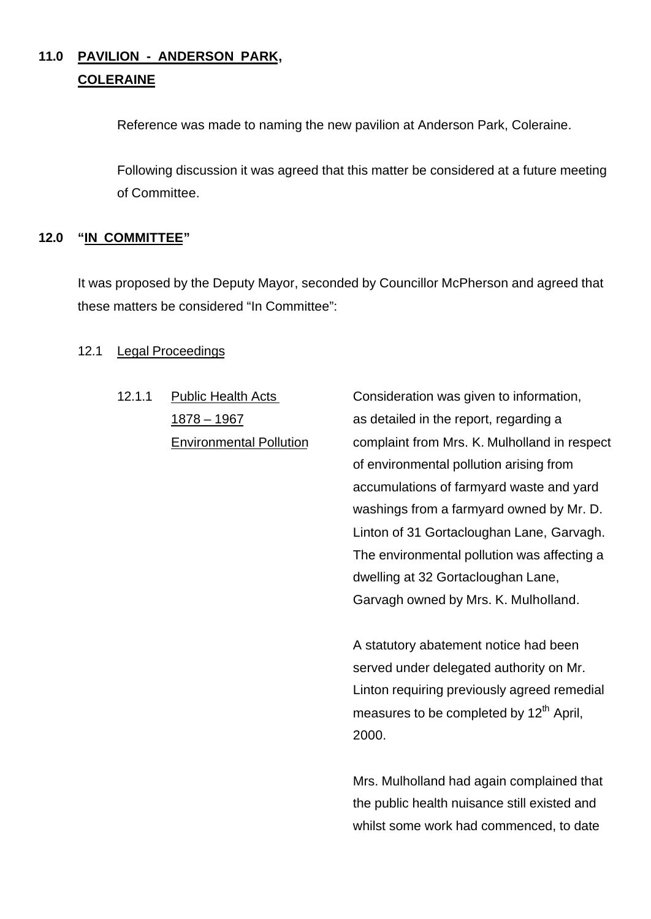## 11.0 PAVILION - ANDERSON PARK, COLERAINE

Reference was made to naming the new pavilion at Anderson Park, Coleraine.

Following discussion it was agreed that this matter be considered at a future meeting of Committee.

## 12.0 "IN COMMITTEE"

It was proposed by the Deputy Mayor, seconded by Councillor McPherson and agreed that these matters be considered "In Committee":

### 12.1 Legal Proceedings

#### 12.1.1 Public Health Acts 1878 – 1967 Environmental Pollution

Consideration was given to information, as detailed in the report, regarding a complaint from Mrs. K. Mulholland in respect of environmental pollution arising from accumulations of farmyard waste and yard washings from a farmyard owned by Mr. D. Linton of 31 Gortacloughan Lane, Garvagh. The environmental pollution was affecting a dwelling at 32 Gortacloughan Lane, Garvagh owned by Mrs. K. Mulholland.

A statutory abatement notice had been served under delegated authority on Mr. Linton requiring previously agreed remedial measures to be completed by 12th April, 2000.

Mrs. Mulholland had again complained that the public health nuisance still existed and whilst some work had commenced, to date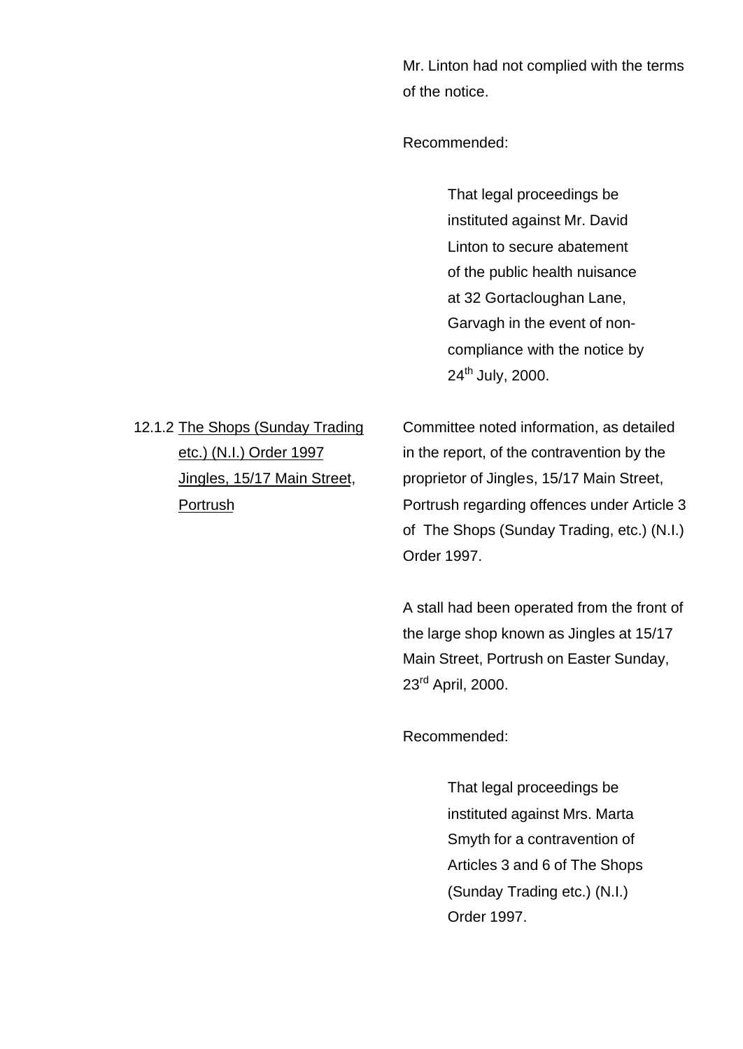Mr. Linton had not complied with the terms of the notice.

Recommended:

> That legal proceedings be instituted against Mr. David Linton to secure abatement of the public health nuisance at 32 Gortacloughan Lane, Garvagh in the event of non-compliance with the notice by 24th July, 2000.

12.1.2 <u>The Shops (Sunday Trading etc.) (N.I.) Order 1997 Jingles, 15/17 Main Street, Portrush</u>

Committee noted information, as detailed in the report, of the contravention by the proprietor of Jingles, 15/17 Main Street, Portrush regarding offences under Article 3 of The Shops (Sunday Trading, etc.) (N.I.) Order 1997.

A stall had been operated from the front of the large shop known as Jingles at 15/17 Main Street, Portrush on Easter Sunday, 23rd April, 2000.

Recommended:

> That legal proceedings be instituted against Mrs. Marta Smyth for a contravention of Articles 3 and 6 of The Shops (Sunday Trading etc.) (N.I.) Order 1997.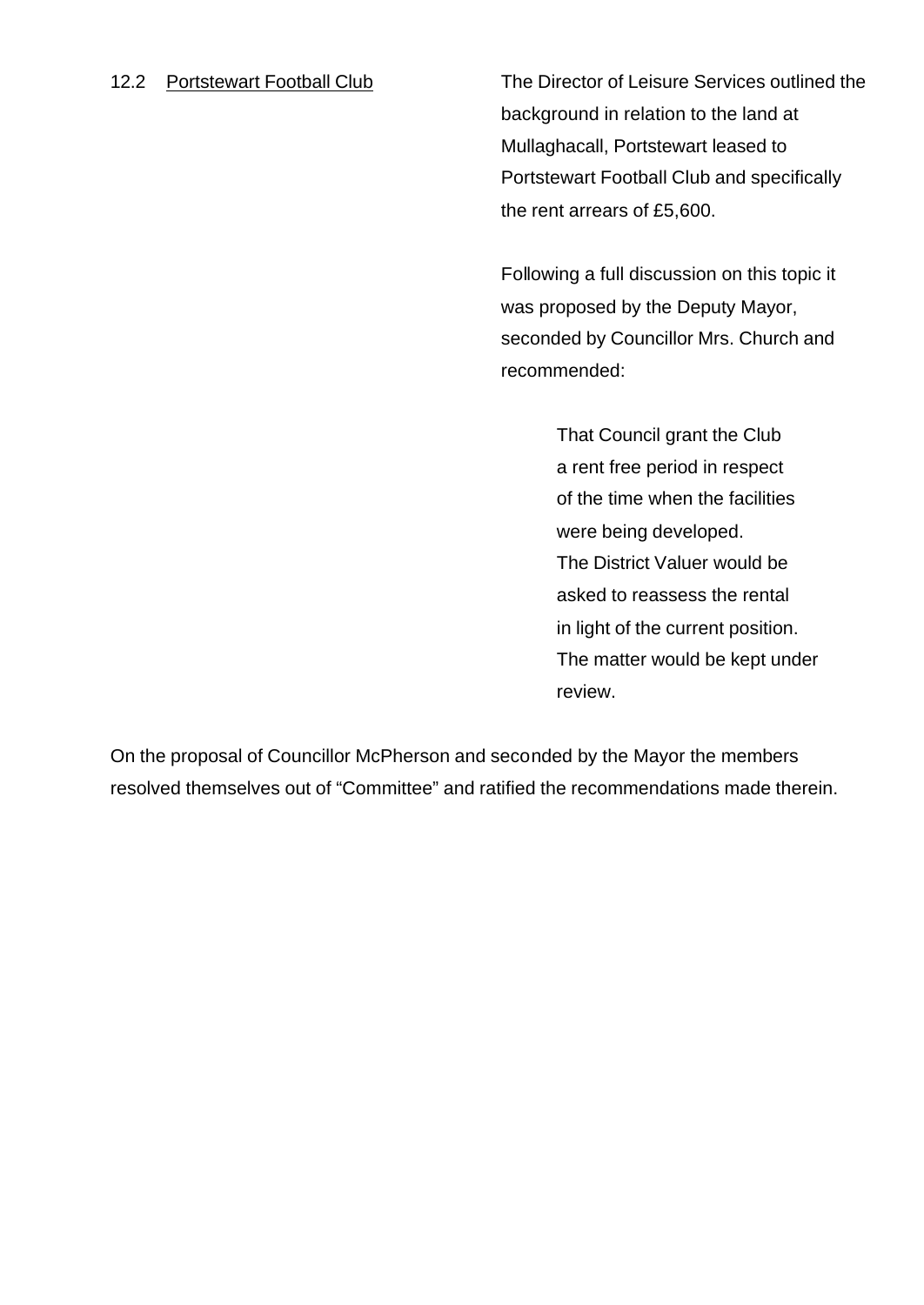12.2 <u>Portstewart Football Club</u>

The Director of Leisure Services outlined the background in relation to the land at Mullaghacall, Portstewart leased to Portstewart Football Club and specifically the rent arrears of £5,600.

Following a full discussion on this topic it was proposed by the Deputy Mayor, seconded by Councillor Mrs. Church and recommended:

> That Council grant the Club a rent free period in respect of the time when the facilities were being developed. The District Valuer would be asked to reassess the rental in light of the current position. The matter would be kept under review.

On the proposal of Councillor McPherson and seconded by the Mayor the members resolved themselves out of “Committee” and ratified the recommendations made therein.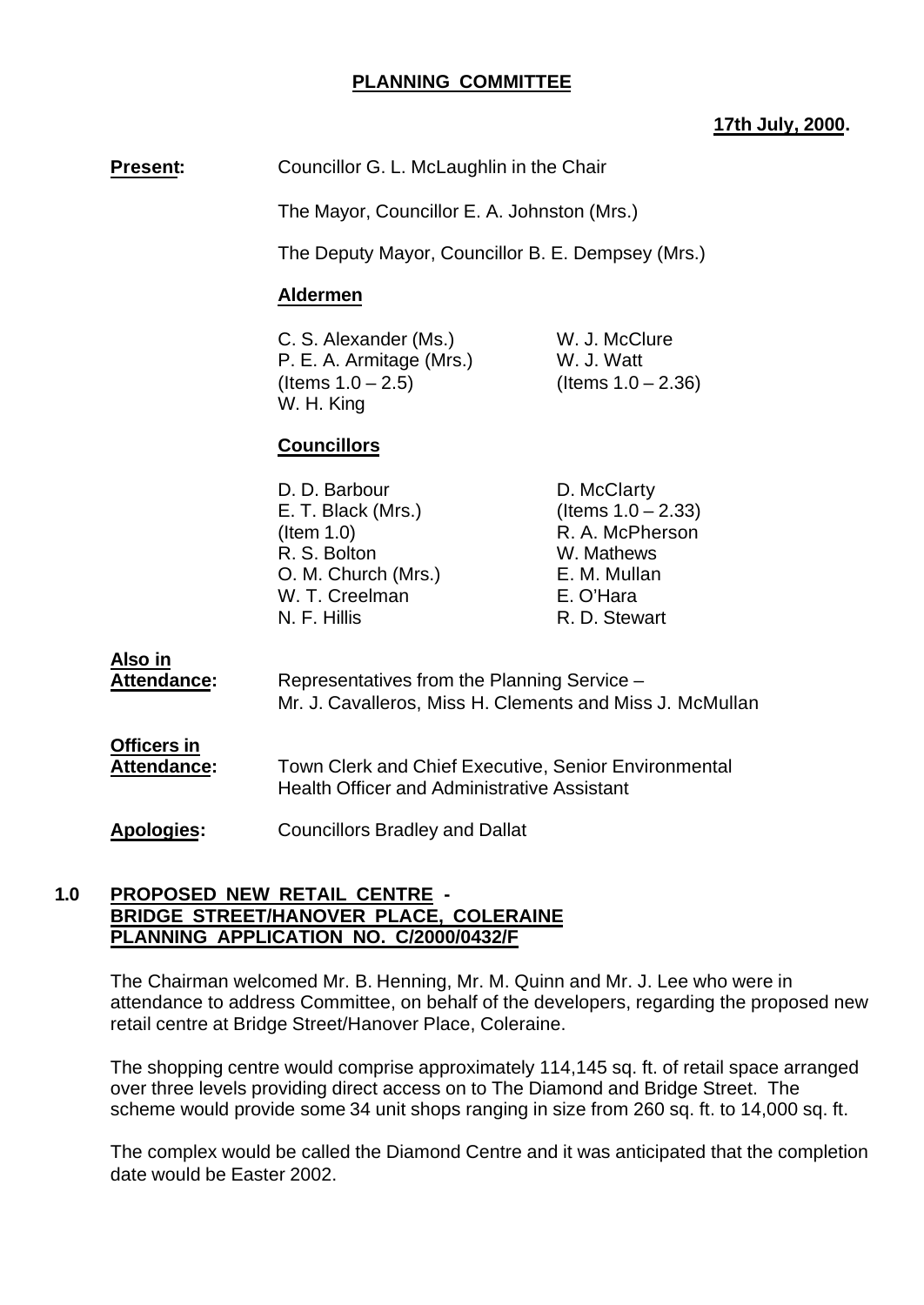## PLANNING COMMITTEE

**17th July, 2000.**

**Present:** Councillor G. L. McLaughlin in the Chair

The Mayor, Councillor E. A. Johnston (Mrs.)

The Deputy Mayor, Councillor B. E. Dempsey (Mrs.)

**Aldermen**

C. S. Alexander (Ms.)
P. E. A. Armitage (Mrs.) (Items 1.0 – 2.5)
W. H. King
W. J. McClure
W. J. Watt (Items 1.0 – 2.36)

**Councillors**

D. D. Barbour
E. T. Black (Mrs.) (Item 1.0)
R. S. Bolton
O. M. Church (Mrs.)
W. T. Creelman
N. F. Hillis
D. McClarty (Items 1.0 – 2.33)
R. A. McPherson
W. Mathews
E. M. Mullan
E. O'Hara
R. D. Stewart

**Also in Attendance:** Representatives from the Planning Service – Mr. J. Cavalleros, Miss H. Clements and Miss J. McMullan

**Officers in Attendance:** Town Clerk and Chief Executive, Senior Environmental Health Officer and Administrative Assistant

**Apologies:** Councillors Bradley and Dallat

### 1.0 PROPOSED NEW RETAIL CENTRE - BRIDGE STREET/HANOVER PLACE, COLERAINE PLANNING APPLICATION NO. C/2000/0432/F

The Chairman welcomed Mr. B. Henning, Mr. M. Quinn and Mr. J. Lee who were in attendance to address Committee, on behalf of the developers, regarding the proposed new retail centre at Bridge Street/Hanover Place, Coleraine.

The shopping centre would comprise approximately 114,145 sq. ft. of retail space arranged over three levels providing direct access on to The Diamond and Bridge Street. The scheme would provide some 34 unit shops ranging in size from 260 sq. ft. to 14,000 sq. ft.

The complex would be called the Diamond Centre and it was anticipated that the completion date would be Easter 2002.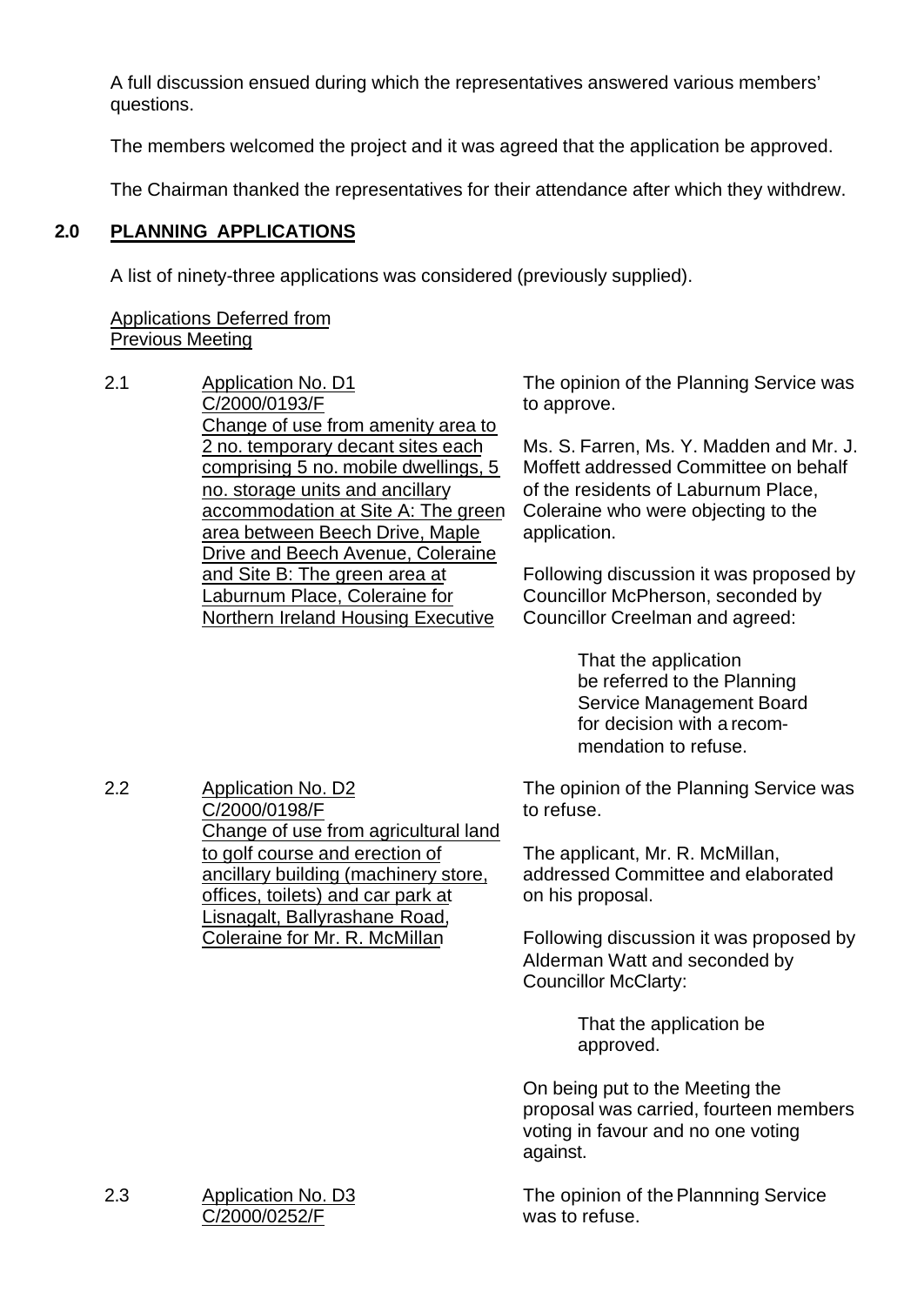A full discussion ensued during which the representatives answered various members' questions.

The members welcomed the project and it was agreed that the application be approved.

The Chairman thanked the representatives for their attendance after which they withdrew.

## 2.0 PLANNING APPLICATIONS

A list of ninety-three applications was considered (previously supplied).

Applications Deferred from Previous Meeting

2.1 Application No. D1
C/2000/0193/F
Change of use from amenity area to 2 no. temporary decant sites each comprising 5 no. mobile dwellings, 5 no. storage units and ancillary accommodation at Site A: The green area between Beech Drive, Maple Drive and Beech Avenue, Coleraine and Site B: The green area at Laburnum Place, Coleraine for Northern Ireland Housing Executive

The opinion of the Planning Service was to approve.

Ms. S. Farren, Ms. Y. Madden and Mr. J. Moffett addressed Committee on behalf of the residents of Laburnum Place, Coleraine who were objecting to the application.

Following discussion it was proposed by Councillor McPherson, seconded by Councillor Creelman and agreed:

> That the application be referred to the Planning Service Management Board for decision with a recommendation to refuse.

2.2 Application No. D2
C/2000/0198/F
Change of use from agricultural land to golf course and erection of ancillary building (machinery store, offices, toilets) and car park at Lisnagalt, Ballyrashane Road, Coleraine for Mr. R. McMillan

The opinion of the Planning Service was to refuse.

The applicant, Mr. R. McMillan, addressed Committee and elaborated on his proposal.

Following discussion it was proposed by Alderman Watt and seconded by Councillor McClarty:

> That the application be approved.

On being put to the Meeting the proposal was carried, fourteen members voting in favour and no one voting against.

2.3 Application No. D3
C/2000/0252/F

The opinion of the Plannning Service was to refuse.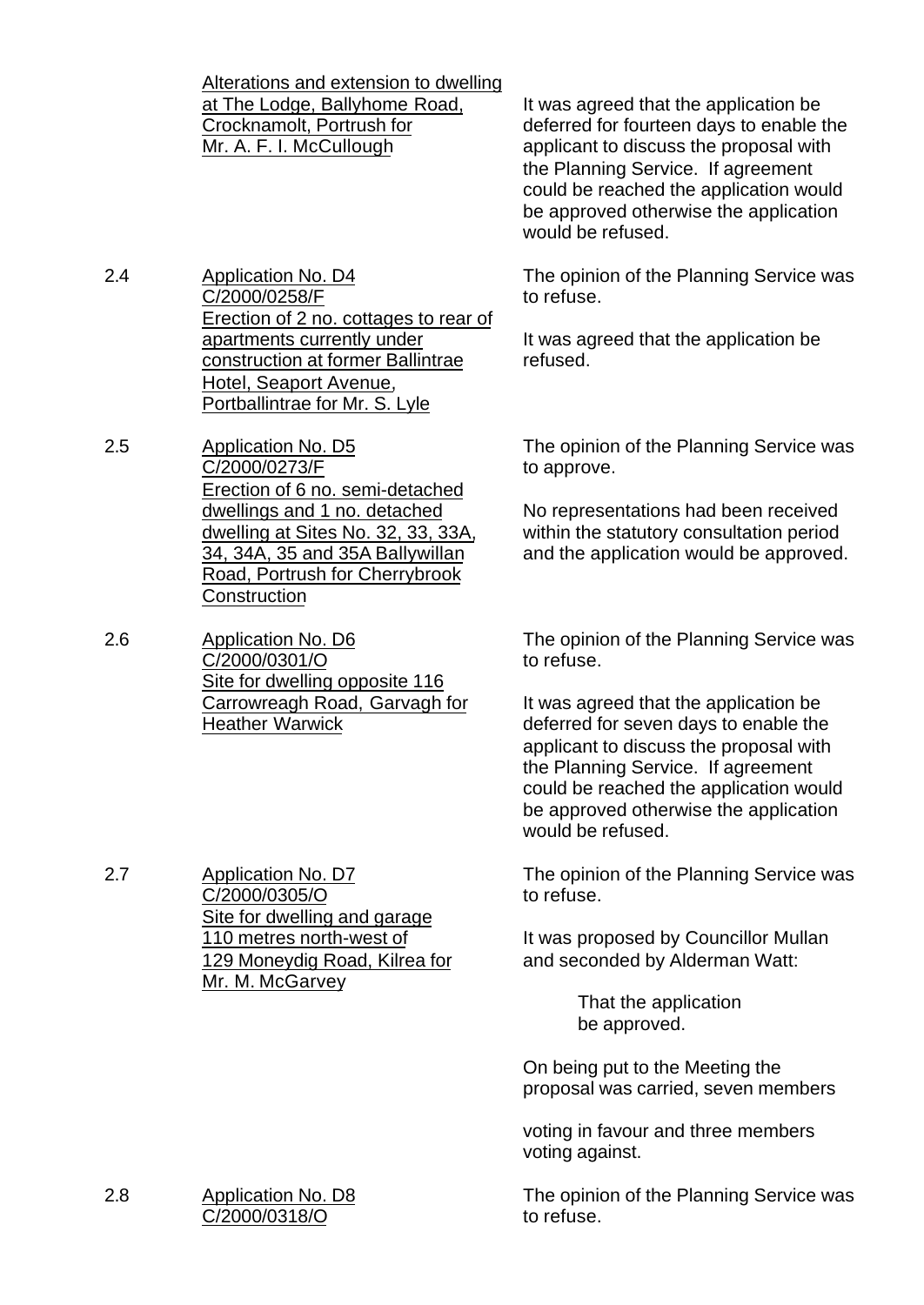| | | |
|---|---|---|
| | Alterations and extension to dwelling at The Lodge, Ballyhome Road, Crocknamolt, Portrush for Mr. A. F. I. McCullough | It was agreed that the application be deferred for fourteen days to enable the applicant to discuss the proposal with the Planning Service. If agreement could be reached the application would be approved otherwise the application would be refused. |
| 2.4 | Application No. D4<br>C/2000/0258/F<br>Erection of 2 no. cottages to rear of apartments currently under construction at former Ballintrae Hotel, Seaport Avenue, Portballintrae for Mr. S. Lyle | The opinion of the Planning Service was to refuse.<br><br>It was agreed that the application be refused. |
| 2.5 | Application No. D5<br>C/2000/0273/F<br>Erection of 6 no. semi-detached dwellings and 1 no. detached dwelling at Sites No. 32, 33, 33A, 34, 34A, 35 and 35A Ballywillan Road, Portrush for Cherrybrook Construction | The opinion of the Planning Service was to approve.<br><br>No representations had been received within the statutory consultation period and the application would be approved. |
| 2.6 | Application No. D6<br>C/2000/0301/O<br>Site for dwelling opposite 116 Carrowreagh Road, Garvagh for Heather Warwick | The opinion of the Planning Service was to refuse.<br><br>It was agreed that the application be deferred for seven days to enable the applicant to discuss the proposal with the Planning Service. If agreement could be reached the application would be approved otherwise the application would be refused. |
| 2.7 | Application No. D7<br>C/2000/0305/O<br>Site for dwelling and garage 110 metres north-west of 129 Moneydig Road, Kilrea for Mr. M. McGarvey | The opinion of the Planning Service was to refuse.<br><br>It was proposed by Councillor Mullan and seconded by Alderman Watt:<br><br>That the application be approved.<br><br>On being put to the Meeting the proposal was carried, seven members voting in favour and three members voting against. |
| 2.8 | Application No. D8<br>C/2000/0318/O | The opinion of the Planning Service was to refuse. |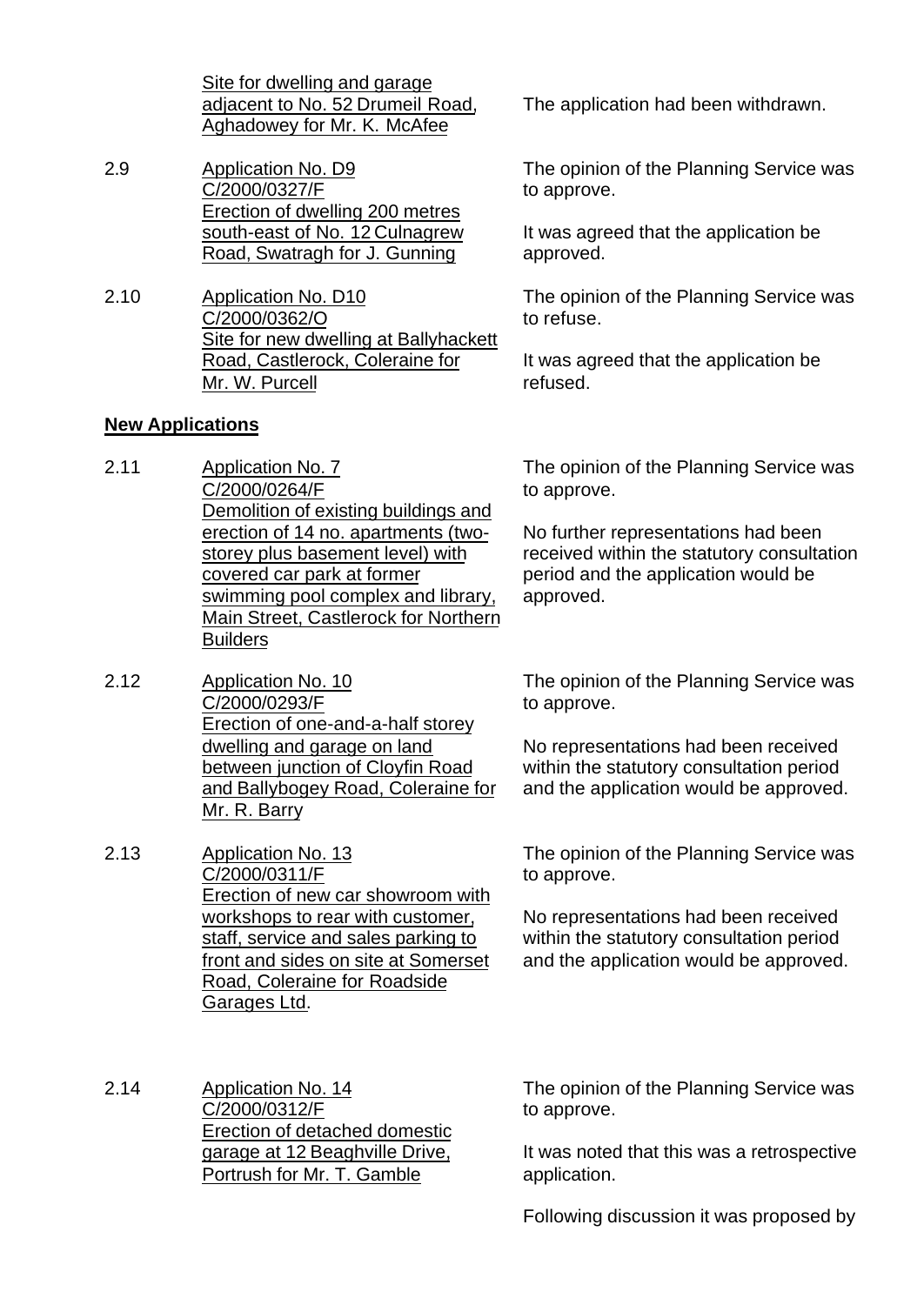Site for dwelling and garage adjacent to No. 52 Drumeil Road, Aghadowey for Mr. K. McAfee

The application had been withdrawn.

2.9 Application No. D9
C/2000/0327/F
Erection of dwelling 200 metres south-east of No. 12 Culnagrew Road, Swatragh for J. Gunning

The opinion of the Planning Service was to approve.

It was agreed that the application be approved.

2.10 Application No. D10
C/2000/0362/O
Site for new dwelling at Ballyhackett Road, Castlerock, Coleraine for Mr. W. Purcell

The opinion of the Planning Service was to refuse.

It was agreed that the application be refused.

**New Applications**

2.11 Application No. 7
C/2000/0264/F
Demolition of existing buildings and erection of 14 no. apartments (two-storey plus basement level) with covered car park at former swimming pool complex and library, Main Street, Castlerock for Northern Builders

The opinion of the Planning Service was to approve.

No further representations had been received within the statutory consultation period and the application would be approved.

2.12 Application No. 10
C/2000/0293/F
Erection of one-and-a-half storey dwelling and garage on land between junction of Cloyfin Road and Ballybogey Road, Coleraine for Mr. R. Barry

The opinion of the Planning Service was to approve.

No representations had been received within the statutory consultation period and the application would be approved.

2.13 Application No. 13
C/2000/0311/F
Erection of new car showroom with workshops to rear with customer, staff, service and sales parking to front and sides on site at Somerset Road, Coleraine for Roadside Garages Ltd.

The opinion of the Planning Service was to approve.

No representations had been received within the statutory consultation period and the application would be approved.

2.14 Application No. 14
C/2000/0312/F
Erection of detached domestic garage at 12 Beaghville Drive, Portrush for Mr. T. Gamble

The opinion of the Planning Service was to approve.

It was noted that this was a retrospective application.

Following discussion it was proposed by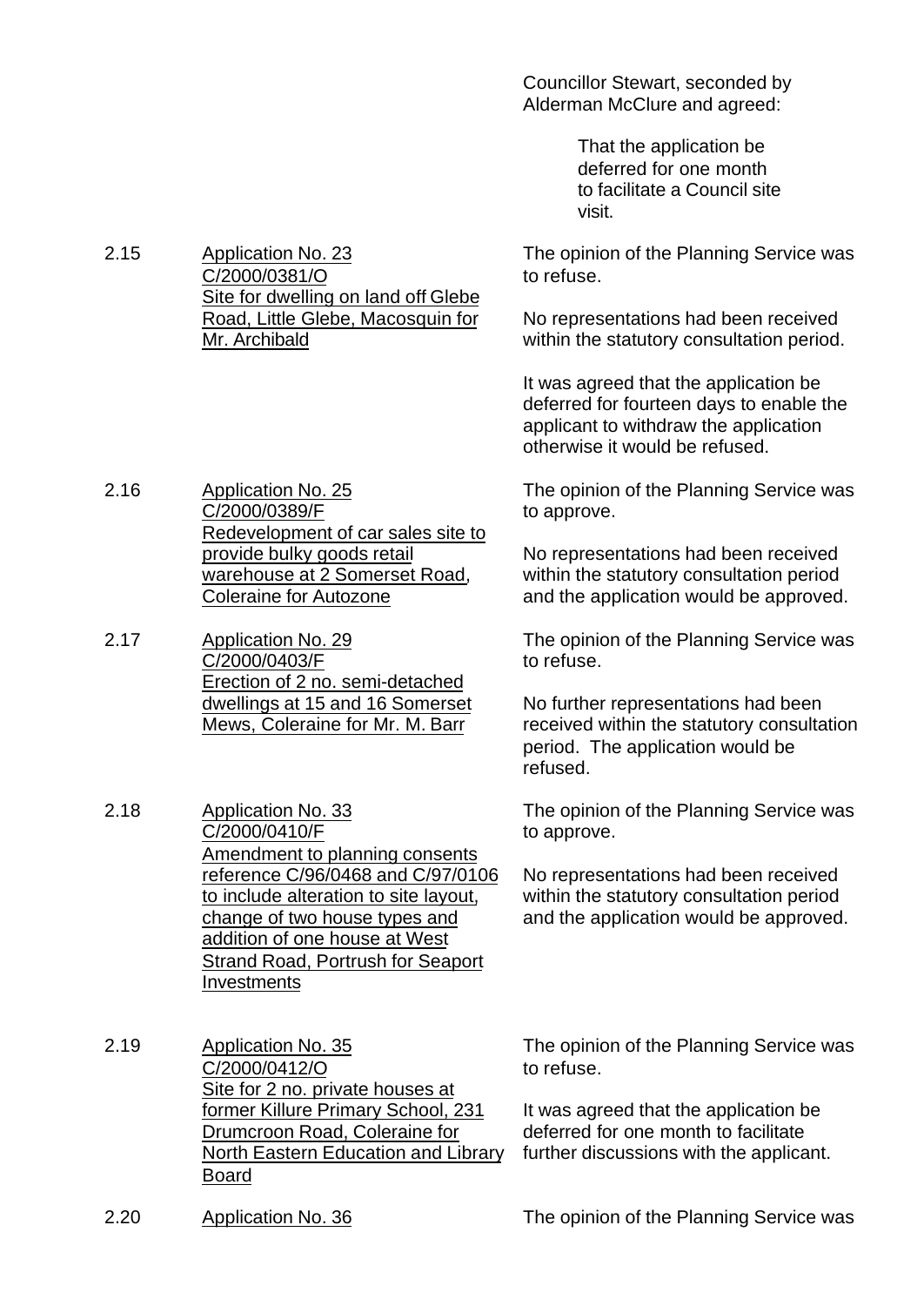Councillor Stewart, seconded by Alderman McClure and agreed:

> That the application be deferred for one month to facilitate a Council site visit.

2.15 Application No. 23
C/2000/0381/O
Site for dwelling on land off Glebe Road, Little Glebe, Macosquin for Mr. Archibald

The opinion of the Planning Service was to refuse.

No representations had been received within the statutory consultation period.

It was agreed that the application be deferred for fourteen days to enable the applicant to withdraw the application otherwise it would be refused.

2.16 Application No. 25
C/2000/0389/F
Redevelopment of car sales site to provide bulky goods retail warehouse at 2 Somerset Road, Coleraine for Autozone

The opinion of the Planning Service was to approve.

No representations had been received within the statutory consultation period and the application would be approved.

2.17 Application No. 29
C/2000/0403/F
Erection of 2 no. semi-detached dwellings at 15 and 16 Somerset Mews, Coleraine for Mr. M. Barr

The opinion of the Planning Service was to refuse.

No further representations had been received within the statutory consultation period. The application would be refused.

2.18 Application No. 33
C/2000/0410/F
Amendment to planning consents reference C/96/0468 and C/97/0106 to include alteration to site layout, change of two house types and addition of one house at West Strand Road, Portrush for Seaport Investments

The opinion of the Planning Service was to approve.

No representations had been received within the statutory consultation period and the application would be approved.

2.19 Application No. 35
C/2000/0412/O
Site for 2 no. private houses at former Killure Primary School, 231 Drumcroon Road, Coleraine for North Eastern Education and Library Board

The opinion of the Planning Service was to refuse.

It was agreed that the application be deferred for one month to facilitate further discussions with the applicant.

2.20 Application No. 36

The opinion of the Planning Service was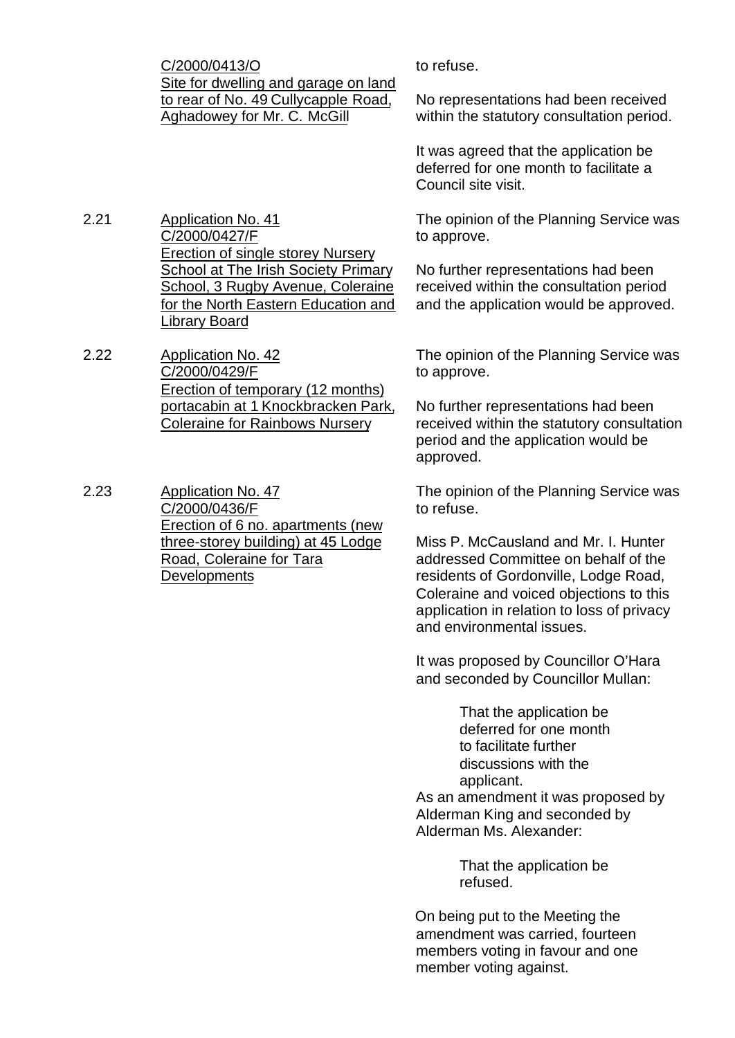C/2000/0413/O
Site for dwelling and garage on land to rear of No. 49 Cullycapple Road, Aghadowey for Mr. C. McGill

to refuse.

No representations had been received within the statutory consultation period.

It was agreed that the application be deferred for one month to facilitate a Council site visit.

2.21 Application No. 41
C/2000/0427/F
Erection of single storey Nursery School at The Irish Society Primary School, 3 Rugby Avenue, Coleraine for the North Eastern Education and Library Board

The opinion of the Planning Service was to approve.

No further representations had been received within the consultation period and the application would be approved.

2.22 Application No. 42
C/2000/0429/F
Erection of temporary (12 months) portacabin at 1 Knockbracken Park, Coleraine for Rainbows Nursery

The opinion of the Planning Service was to approve.

No further representations had been received within the statutory consultation period and the application would be approved.

2.23 Application No. 47
C/2000/0436/F
Erection of 6 no. apartments (new three-storey building) at 45 Lodge Road, Coleraine for Tara Developments

The opinion of the Planning Service was to refuse.

Miss P. McCausland and Mr. I. Hunter addressed Committee on behalf of the residents of Gordonville, Lodge Road, Coleraine and voiced objections to this application in relation to loss of privacy and environmental issues.

It was proposed by Councillor O'Hara and seconded by Councillor Mullan:

> That the application be deferred for one month to facilitate further discussions with the applicant.

As an amendment it was proposed by Alderman King and seconded by Alderman Ms. Alexander:

> That the application be refused.

On being put to the Meeting the amendment was carried, fourteen members voting in favour and one member voting against.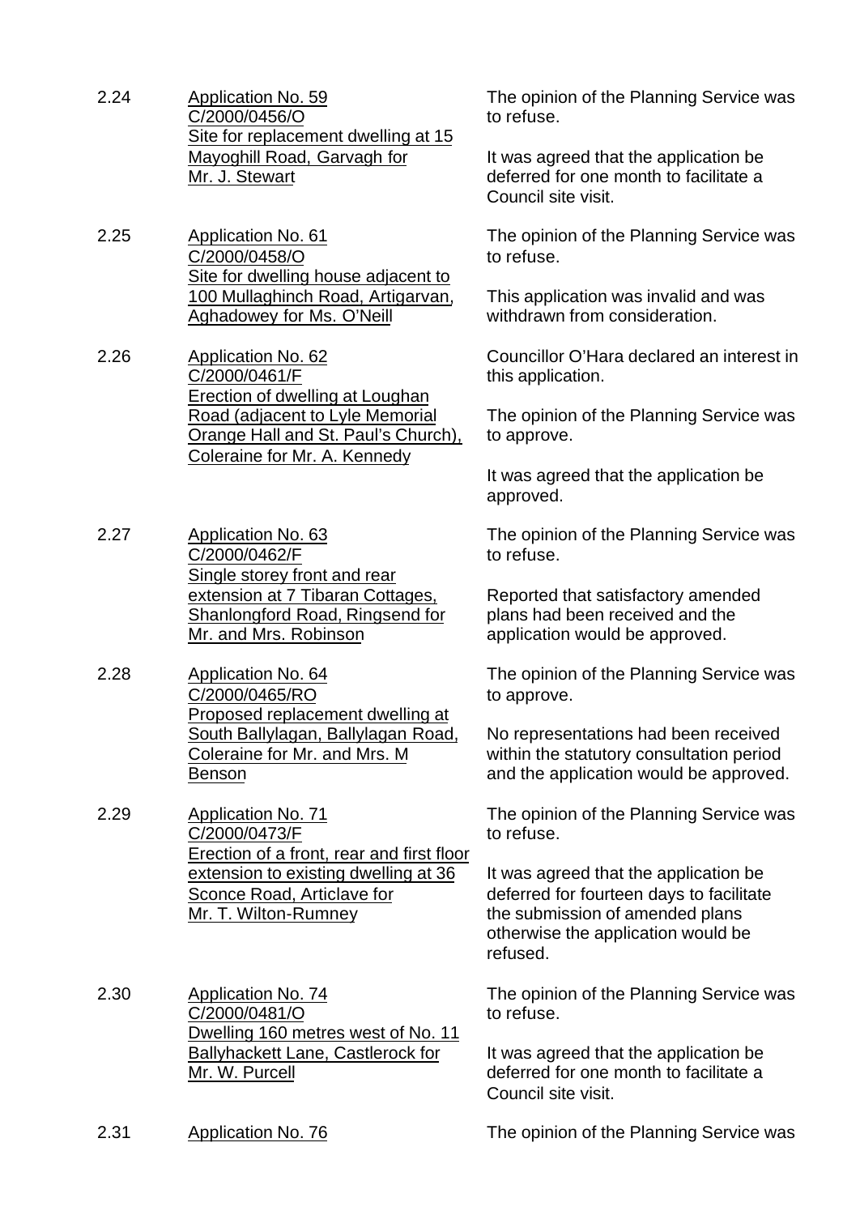2.24 <u>Application No. 59</u>
<u>C/2000/0456/O</u>
<u>Site for replacement dwelling at 15 Mayoghill Road, Garvagh for Mr. J. Stewart</u>

The opinion of the Planning Service was to refuse.

It was agreed that the application be deferred for one month to facilitate a Council site visit.

2.25 <u>Application No. 61</u>
<u>C/2000/0458/O</u>
<u>Site for dwelling house adjacent to 100 Mullaghinch Road, Artigarvan, Aghadowey for Ms. O'Neill</u>

The opinion of the Planning Service was to refuse.

This application was invalid and was withdrawn from consideration.

2.26 <u>Application No. 62</u>
<u>C/2000/0461/F</u>
<u>Erection of dwelling at Loughan Road (adjacent to Lyle Memorial Orange Hall and St. Paul's Church), Coleraine for Mr. A. Kennedy</u>

Councillor O'Hara declared an interest in this application.

The opinion of the Planning Service was to approve.

It was agreed that the application be approved.

2.27 <u>Application No. 63</u>
<u>C/2000/0462/F</u>
<u>Single storey front and rear extension at 7 Tibaran Cottages, Shanlongford Road, Ringsend for Mr. and Mrs. Robinson</u>

The opinion of the Planning Service was to refuse.

Reported that satisfactory amended plans had been received and the application would be approved.

2.28 <u>Application No. 64</u>
<u>C/2000/0465/RO</u>
<u>Proposed replacement dwelling at South Ballylagan, Ballylagan Road, Coleraine for Mr. and Mrs. M Benson</u>

The opinion of the Planning Service was to approve.

No representations had been received within the statutory consultation period and the application would be approved.

2.29 <u>Application No. 71</u>
<u>C/2000/0473/F</u>
<u>Erection of a front, rear and first floor extension to existing dwelling at 36 Sconce Road, Articlave for Mr. T. Wilton-Rumney</u>

The opinion of the Planning Service was to refuse.

It was agreed that the application be deferred for fourteen days to facilitate the submission of amended plans otherwise the application would be refused.

2.30 <u>Application No. 74</u>
<u>C/2000/0481/O</u>
<u>Dwelling 160 metres west of No. 11 Ballyhackett Lane, Castlerock for Mr. W. Purcell</u>

The opinion of the Planning Service was to refuse.

It was agreed that the application be deferred for one month to facilitate a Council site visit.

2.31 <u>Application No. 76</u>

The opinion of the Planning Service was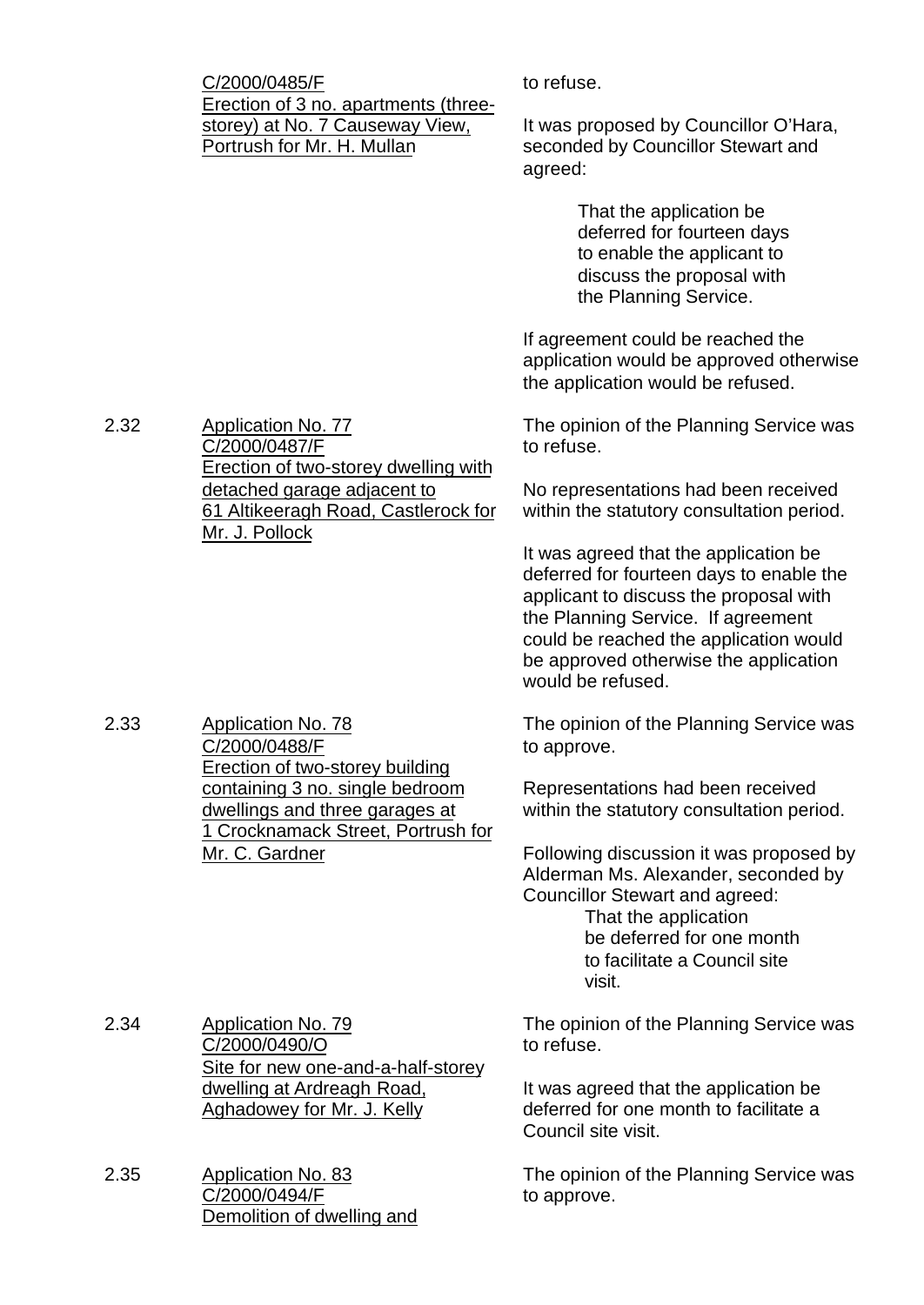C/2000/0485/F
Erection of 3 no. apartments (three-storey) at No. 7 Causeway View, Portrush for Mr. H. Mullan

to refuse.

It was proposed by Councillor O'Hara, seconded by Councillor Stewart and agreed:

> That the application be deferred for fourteen days to enable the applicant to discuss the proposal with the Planning Service.

If agreement could be reached the application would be approved otherwise the application would be refused.

2.32 Application No. 77
C/2000/0487/F
Erection of two-storey dwelling with detached garage adjacent to 61 Altikeeragh Road, Castlerock for Mr. J. Pollock

The opinion of the Planning Service was to refuse.

No representations had been received within the statutory consultation period.

It was agreed that the application be deferred for fourteen days to enable the applicant to discuss the proposal with the Planning Service. If agreement could be reached the application would be approved otherwise the application would be refused.

2.33 Application No. 78
C/2000/0488/F
Erection of two-storey building containing 3 no. single bedroom dwellings and three garages at 1 Crocknamack Street, Portrush for Mr. C. Gardner

The opinion of the Planning Service was to approve.

Representations had been received within the statutory consultation period.

Following discussion it was proposed by Alderman Ms. Alexander, seconded by Councillor Stewart and agreed:

> That the application be deferred for one month to facilitate a Council site visit.

2.34 Application No. 79
C/2000/0490/O
Site for new one-and-a-half-storey dwelling at Ardreagh Road, Aghadowey for Mr. J. Kelly

The opinion of the Planning Service was to refuse.

It was agreed that the application be deferred for one month to facilitate a Council site visit.

2.35 Application No. 83
C/2000/0494/F
Demolition of dwelling and

The opinion of the Planning Service was to approve.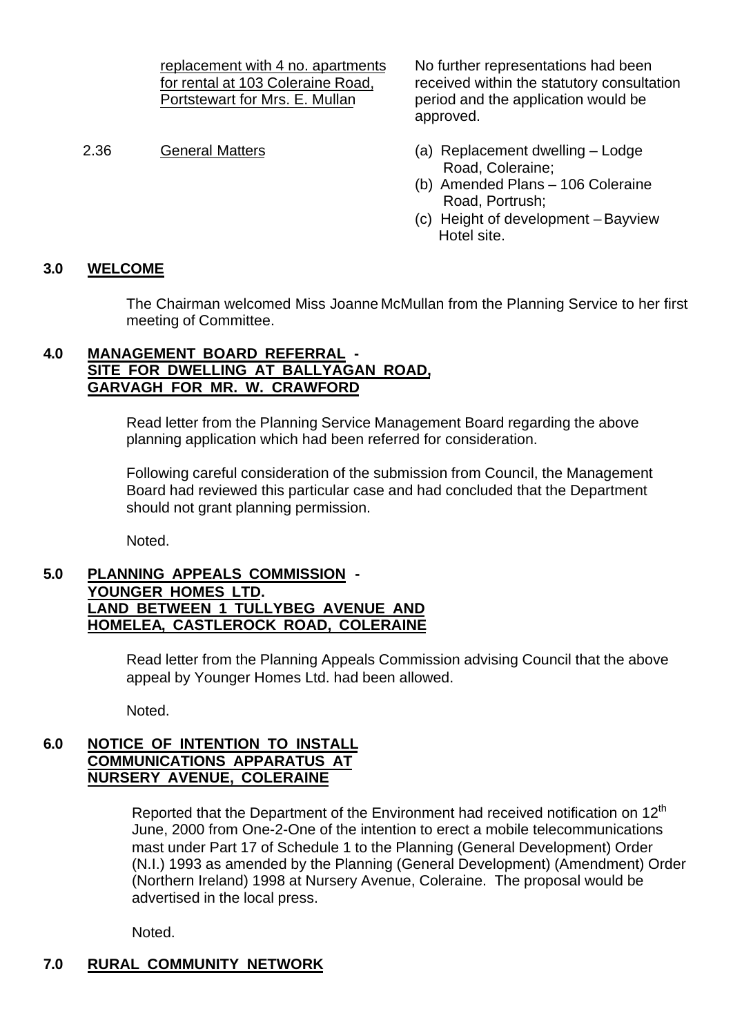| | | |
|---|---|---|
| | replacement with 4 no. apartments for rental at 103 Coleraine Road, Portstewart for Mrs. E. Mullan | No further representations had been received within the statutory consultation period and the application would be approved. |
| 2.36 | General Matters | (a) Replacement dwelling – Lodge Road, Coleraine;<br>(b) Amended Plans – 106 Coleraine Road, Portrush;<br>(c) Height of development – Bayview Hotel site. |

**3.0 WELCOME**

The Chairman welcomed Miss Joanne McMullan from the Planning Service to her first meeting of Committee.

**4.0 MANAGEMENT BOARD REFERRAL - SITE FOR DWELLING AT BALLYAGAN ROAD, GARVAGH FOR MR. W. CRAWFORD**

Read letter from the Planning Service Management Board regarding the above planning application which had been referred for consideration.

Following careful consideration of the submission from Council, the Management Board had reviewed this particular case and had concluded that the Department should not grant planning permission.

Noted.

**5.0 PLANNING APPEALS COMMISSION - YOUNGER HOMES LTD. LAND BETWEEN 1 TULLYBEG AVENUE AND HOMELEA, CASTLEROCK ROAD, COLERAINE**

Read letter from the Planning Appeals Commission advising Council that the above appeal by Younger Homes Ltd. had been allowed.

Noted.

**6.0 NOTICE OF INTENTION TO INSTALL COMMUNICATIONS APPARATUS AT NURSERY AVENUE, COLERAINE**

Reported that the Department of the Environment had received notification on 12th June, 2000 from One-2-One of the intention to erect a mobile telecommunications mast under Part 17 of Schedule 1 to the Planning (General Development) Order (N.I.) 1993 as amended by the Planning (General Development) (Amendment) Order (Northern Ireland) 1998 at Nursery Avenue, Coleraine. The proposal would be advertised in the local press.

Noted.

**7.0 RURAL COMMUNITY NETWORK**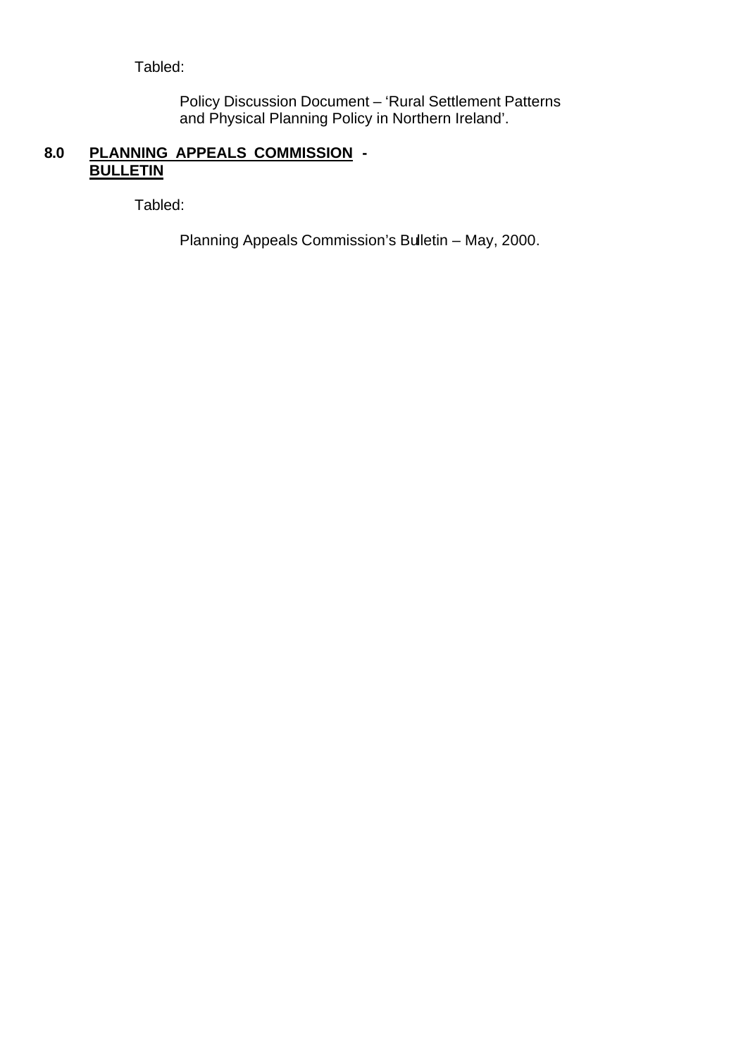Tabled:

Policy Discussion Document – 'Rural Settlement Patterns and Physical Planning Policy in Northern Ireland'.

## 8.0 <u>PLANNING APPEALS COMMISSION - BULLETIN</u>

Tabled:

Planning Appeals Commission's Bulletin – May, 2000.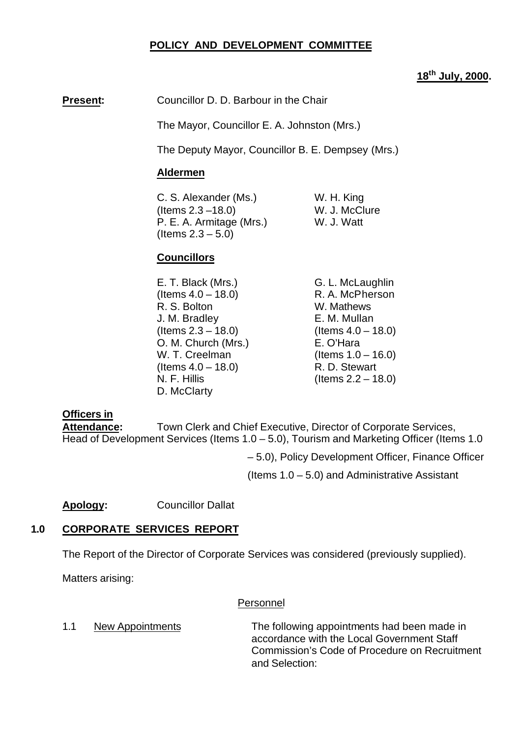# POLICY AND DEVELOPMENT COMMITTEE

**18th July, 2000.**

**Present:** Councillor D. D. Barbour in the Chair

The Mayor, Councillor E. A. Johnston (Mrs.)

The Deputy Mayor, Councillor B. E. Dempsey (Mrs.)

**Aldermen**

C. S. Alexander (Ms.) (Items 2.3 –18.0)
P. E. A. Armitage (Mrs.) (Items 2.3 – 5.0)
W. H. King
W. J. McClure
W. J. Watt

**Councillors**

E. T. Black (Mrs.) (Items 4.0 – 18.0)
R. S. Bolton
J. M. Bradley (Items 2.3 – 18.0)
O. M. Church (Mrs.)
W. T. Creelman (Items 4.0 – 18.0)
N. F. Hillis
D. McClarty
G. L. McLaughlin
R. A. McPherson
W. Mathews
E. M. Mullan (Items 4.0 – 18.0)
E. O'Hara (Items 1.0 – 16.0)
R. D. Stewart (Items 2.2 – 18.0)

**Officers in Attendance:** Town Clerk and Chief Executive, Director of Corporate Services, Head of Development Services (Items 1.0 – 5.0), Tourism and Marketing Officer (Items 1.0 – 5.0), Policy Development Officer, Finance Officer (Items 1.0 – 5.0) and Administrative Assistant

**Apology:** Councillor Dallat

## 1.0 CORPORATE SERVICES REPORT

The Report of the Director of Corporate Services was considered (previously supplied).

Matters arising:

Personnel

1.1 New Appointments — The following appointments had been made in accordance with the Local Government Staff Commission's Code of Procedure on Recruitment and Selection: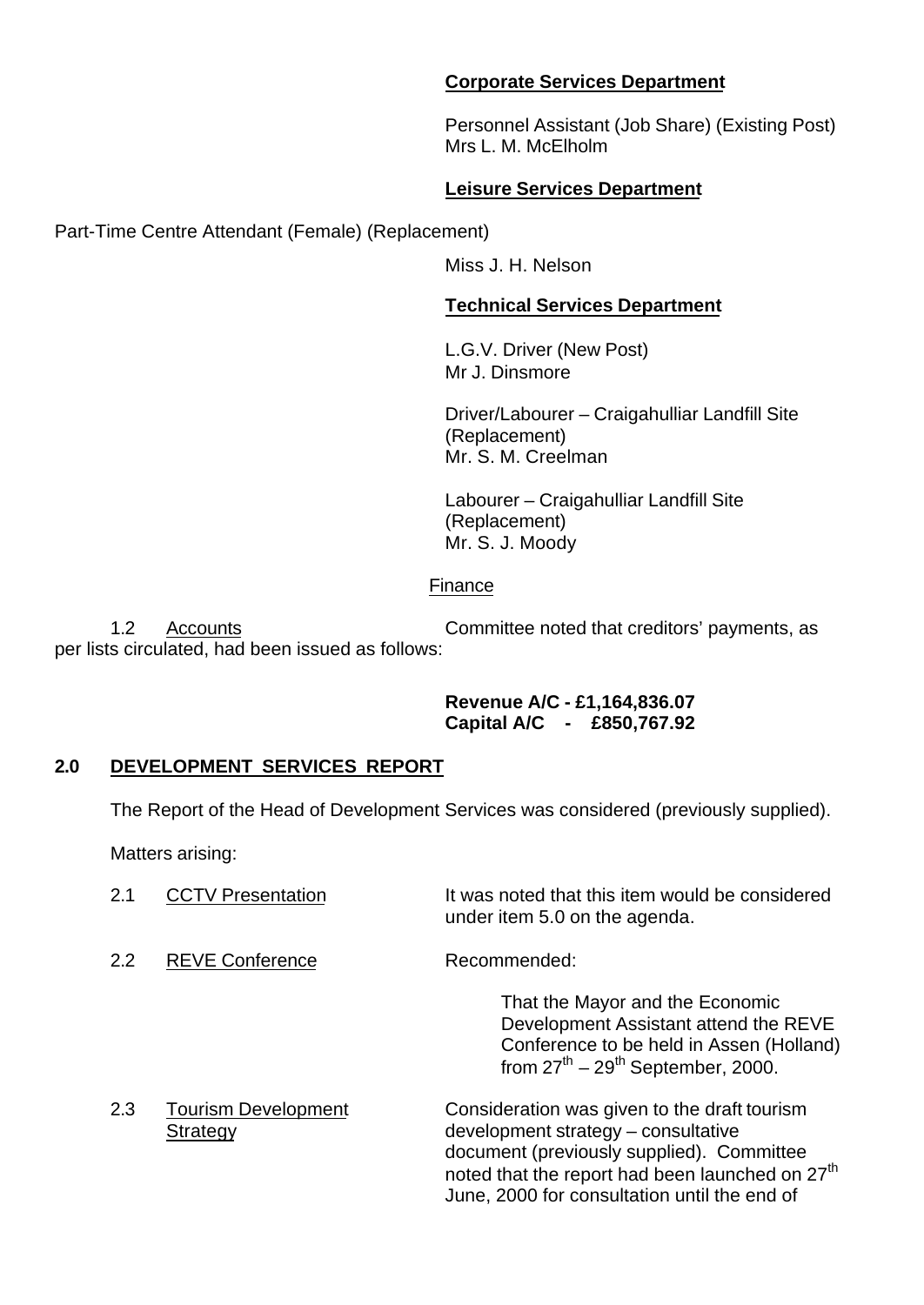**Corporate Services Department**

Personnel Assistant (Job Share) (Existing Post)
Mrs L. M. McElholm

**Leisure Services Department**

Part-Time Centre Attendant (Female) (Replacement)

Miss J. H. Nelson

**Technical Services Department**

L.G.V. Driver (New Post)
Mr J. Dinsmore

Driver/Labourer – Craigahulliar Landfill Site (Replacement)
Mr. S. M. Creelman

Labourer – Craigahulliar Landfill Site (Replacement)
Mr. S. J. Moody

Finance

1.2 Accounts — Committee noted that creditors' payments, as per lists circulated, had been issued as follows:

**Revenue A/C - £1,164,836.07**
**Capital A/C - £850,767.92**

## 2.0 DEVELOPMENT SERVICES REPORT

The Report of the Head of Development Services was considered (previously supplied).

Matters arising:

2.1 CCTV Presentation — It was noted that this item would be considered under item 5.0 on the agenda.

2.2 REVE Conference — Recommended:

> That the Mayor and the Economic Development Assistant attend the REVE Conference to be held in Assen (Holland) from 27th – 29th September, 2000.

2.3 Tourism Development Strategy — Consideration was given to the draft tourism development strategy – consultative document (previously supplied). Committee noted that the report had been launched on 27th June, 2000 for consultation until the end of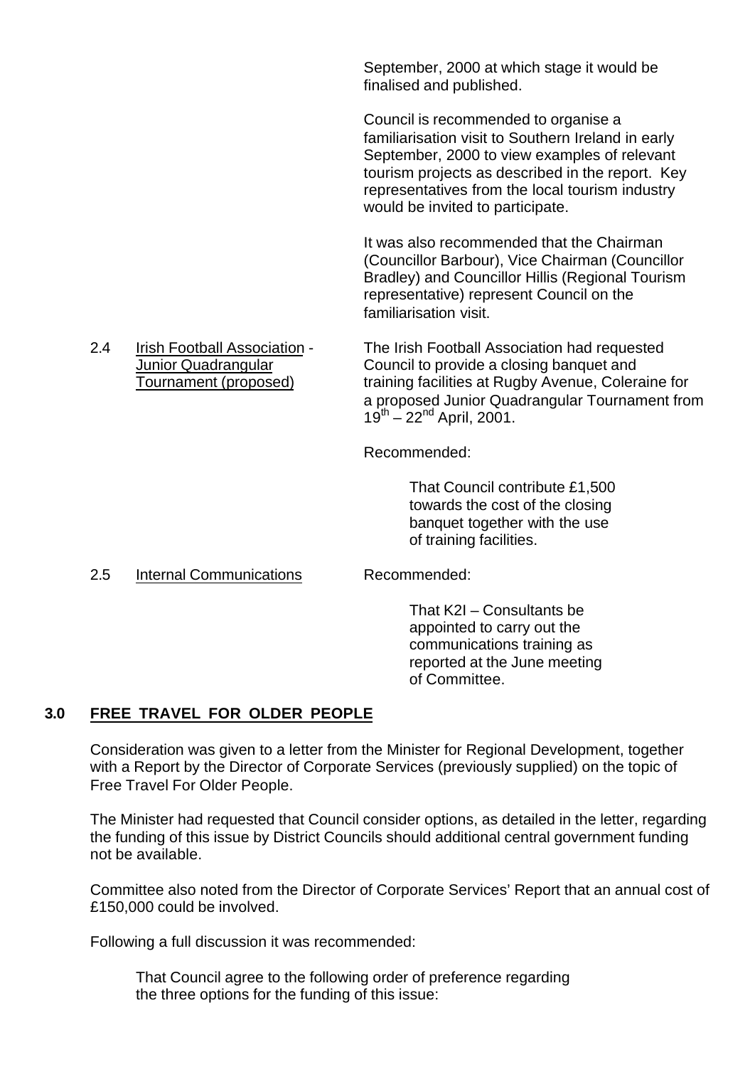September, 2000 at which stage it would be finalised and published.

Council is recommended to organise a familiarisation visit to Southern Ireland in early September, 2000 to view examples of relevant tourism projects as described in the report. Key representatives from the local tourism industry would be invited to participate.

It was also recommended that the Chairman (Councillor Barbour), Vice Chairman (Councillor Bradley) and Councillor Hillis (Regional Tourism representative) represent Council on the familiarisation visit.

2.4 Irish Football Association - Junior Quadrangular Tournament (proposed)

The Irish Football Association had requested Council to provide a closing banquet and training facilities at Rugby Avenue, Coleraine for a proposed Junior Quadrangular Tournament from 19th – 22nd April, 2001.

Recommended:

> That Council contribute £1,500 towards the cost of the closing banquet together with the use of training facilities.

2.5 Internal Communications

Recommended:

> That K2I – Consultants be appointed to carry out the communications training as reported at the June meeting of Committee.

## 3.0 FREE TRAVEL FOR OLDER PEOPLE

Consideration was given to a letter from the Minister for Regional Development, together with a Report by the Director of Corporate Services (previously supplied) on the topic of Free Travel For Older People.

The Minister had requested that Council consider options, as detailed in the letter, regarding the funding of this issue by District Councils should additional central government funding not be available.

Committee also noted from the Director of Corporate Services' Report that an annual cost of £150,000 could be involved.

Following a full discussion it was recommended:

> That Council agree to the following order of preference regarding the three options for the funding of this issue: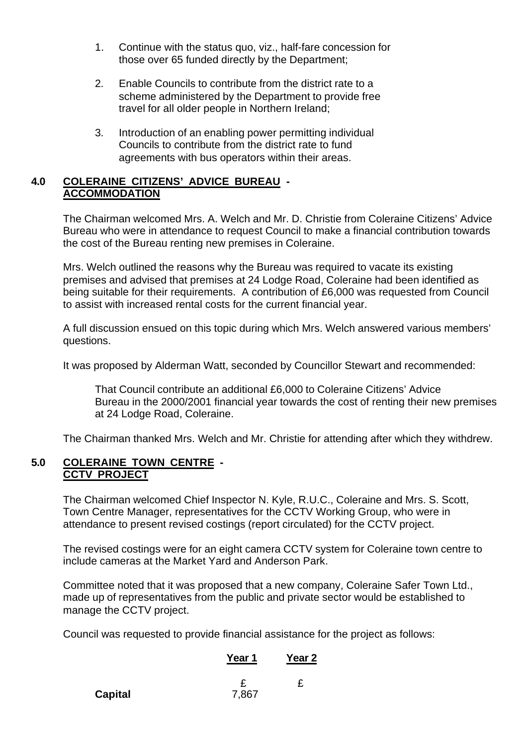1. Continue with the status quo, viz., half-fare concession for those over 65 funded directly by the Department;

2. Enable Councils to contribute from the district rate to a scheme administered by the Department to provide free travel for all older people in Northern Ireland;

3. Introduction of an enabling power permitting individual Councils to contribute from the district rate to fund agreements with bus operators within their areas.

## 4.0 COLERAINE CITIZENS' ADVICE BUREAU - ACCOMMODATION

The Chairman welcomed Mrs. A. Welch and Mr. D. Christie from Coleraine Citizens' Advice Bureau who were in attendance to request Council to make a financial contribution towards the cost of the Bureau renting new premises in Coleraine.

Mrs. Welch outlined the reasons why the Bureau was required to vacate its existing premises and advised that premises at 24 Lodge Road, Coleraine had been identified as being suitable for their requirements. A contribution of £6,000 was requested from Council to assist with increased rental costs for the current financial year.

A full discussion ensued on this topic during which Mrs. Welch answered various members' questions.

It was proposed by Alderman Watt, seconded by Councillor Stewart and recommended:

> That Council contribute an additional £6,000 to Coleraine Citizens' Advice Bureau in the 2000/2001 financial year towards the cost of renting their new premises at 24 Lodge Road, Coleraine.

The Chairman thanked Mrs. Welch and Mr. Christie for attending after which they withdrew.

## 5.0 COLERAINE TOWN CENTRE - CCTV PROJECT

The Chairman welcomed Chief Inspector N. Kyle, R.U.C., Coleraine and Mrs. S. Scott, Town Centre Manager, representatives for the CCTV Working Group, who were in attendance to present revised costings (report circulated) for the CCTV project.

The revised costings were for an eight camera CCTV system for Coleraine town centre to include cameras at the Market Yard and Anderson Park.

Committee noted that it was proposed that a new company, Coleraine Safer Town Ltd., made up of representatives from the public and private sector would be established to manage the CCTV project.

Council was requested to provide financial assistance for the project as follows:

| | Year 1 | Year 2 |
|---|---|---|
| | £ | £ |
| **Capital** | 7,867 | |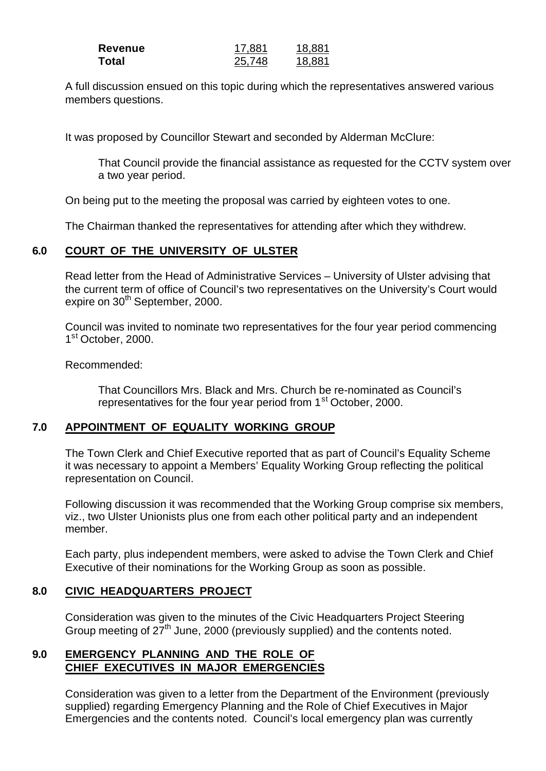| | | |
|---|---|---|
| **Revenue** | 17,881 | 18,881 |
| **Total** | 25,748 | 18,881 |

A full discussion ensued on this topic during which the representatives answered various members questions.

It was proposed by Councillor Stewart and seconded by Alderman McClure:

> That Council provide the financial assistance as requested for the CCTV system over a two year period.

On being put to the meeting the proposal was carried by eighteen votes to one.

The Chairman thanked the representatives for attending after which they withdrew.

## 6.0 COURT OF THE UNIVERSITY OF ULSTER

Read letter from the Head of Administrative Services – University of Ulster advising that the current term of office of Council's two representatives on the University's Court would expire on 30th September, 2000.

Council was invited to nominate two representatives for the four year period commencing 1st October, 2000.

Recommended:

> That Councillors Mrs. Black and Mrs. Church be re-nominated as Council's representatives for the four year period from 1st October, 2000.

## 7.0 APPOINTMENT OF EQUALITY WORKING GROUP

The Town Clerk and Chief Executive reported that as part of Council's Equality Scheme it was necessary to appoint a Members' Equality Working Group reflecting the political representation on Council.

Following discussion it was recommended that the Working Group comprise six members, viz., two Ulster Unionists plus one from each other political party and an independent member.

Each party, plus independent members, were asked to advise the Town Clerk and Chief Executive of their nominations for the Working Group as soon as possible.

## 8.0 CIVIC HEADQUARTERS PROJECT

Consideration was given to the minutes of the Civic Headquarters Project Steering Group meeting of 27th June, 2000 (previously supplied) and the contents noted.

## 9.0 EMERGENCY PLANNING AND THE ROLE OF CHIEF EXECUTIVES IN MAJOR EMERGENCIES

Consideration was given to a letter from the Department of the Environment (previously supplied) regarding Emergency Planning and the Role of Chief Executives in Major Emergencies and the contents noted. Council's local emergency plan was currently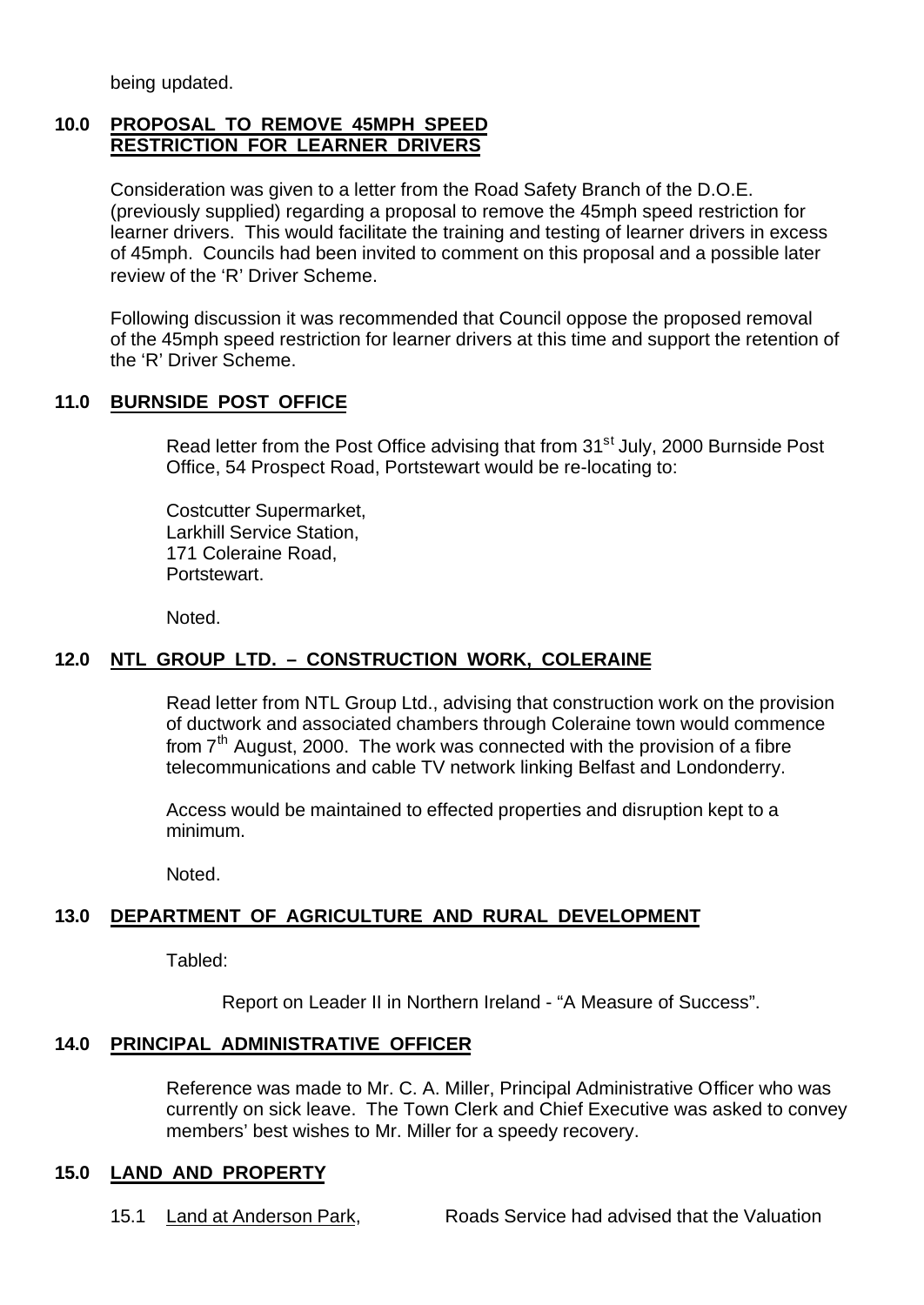being updated.

## 10.0 PROPOSAL TO REMOVE 45MPH SPEED RESTRICTION FOR LEARNER DRIVERS

Consideration was given to a letter from the Road Safety Branch of the D.O.E. (previously supplied) regarding a proposal to remove the 45mph speed restriction for learner drivers. This would facilitate the training and testing of learner drivers in excess of 45mph. Councils had been invited to comment on this proposal and a possible later review of the 'R' Driver Scheme.

Following discussion it was recommended that Council oppose the proposed removal of the 45mph speed restriction for learner drivers at this time and support the retention of the 'R' Driver Scheme.

## 11.0 BURNSIDE POST OFFICE

Read letter from the Post Office advising that from 31st July, 2000 Burnside Post Office, 54 Prospect Road, Portstewart would be re-locating to:

Costcutter Supermarket,
Larkhill Service Station,
171 Coleraine Road,
Portstewart.

Noted.

## 12.0 NTL GROUP LTD. – CONSTRUCTION WORK, COLERAINE

Read letter from NTL Group Ltd., advising that construction work on the provision of ductwork and associated chambers through Coleraine town would commence from 7th August, 2000. The work was connected with the provision of a fibre telecommunications and cable TV network linking Belfast and Londonderry.

Access would be maintained to effected properties and disruption kept to a minimum.

Noted.

## 13.0 DEPARTMENT OF AGRICULTURE AND RURAL DEVELOPMENT

Tabled:

Report on Leader II in Northern Ireland - "A Measure of Success".

## 14.0 PRINCIPAL ADMINISTRATIVE OFFICER

Reference was made to Mr. C. A. Miller, Principal Administrative Officer who was currently on sick leave. The Town Clerk and Chief Executive was asked to convey members' best wishes to Mr. Miller for a speedy recovery.

## 15.0 LAND AND PROPERTY

15.1 Land at Anderson Park, Roads Service had advised that the Valuation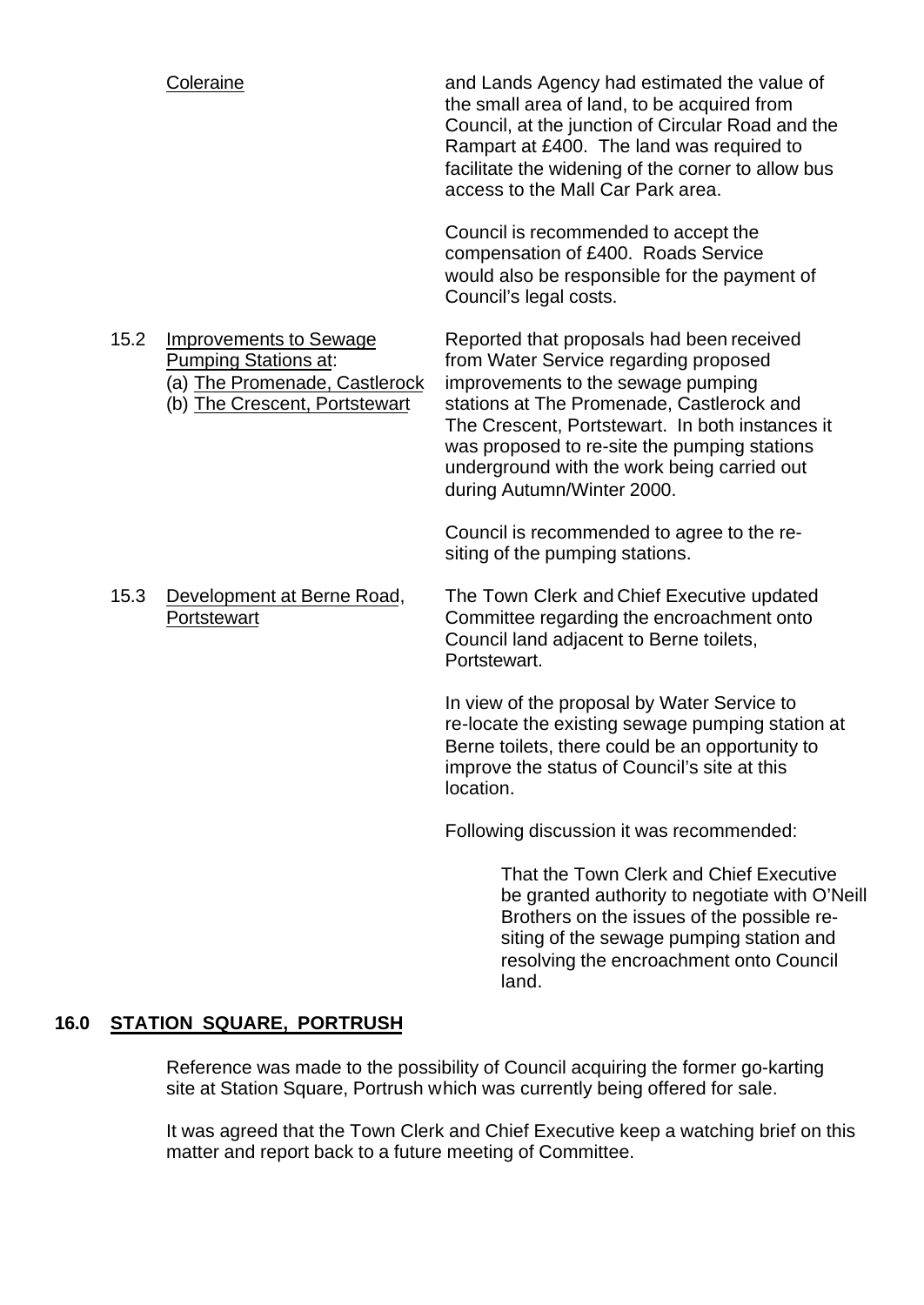Coleraine

and Lands Agency had estimated the value of the small area of land, to be acquired from Council, at the junction of Circular Road and the Rampart at £400. The land was required to facilitate the widening of the corner to allow bus access to the Mall Car Park area.

Council is recommended to accept the compensation of £400. Roads Service would also be responsible for the payment of Council's legal costs.

15.2 <u>Improvements to Sewage Pumping Stations at</u>:
(a) <u>The Promenade, Castlerock</u>
(b) <u>The Crescent, Portstewart</u>

Reported that proposals had been received from Water Service regarding proposed improvements to the sewage pumping stations at The Promenade, Castlerock and The Crescent, Portstewart. In both instances it was proposed to re-site the pumping stations underground with the work being carried out during Autumn/Winter 2000.

Council is recommended to agree to the re-siting of the pumping stations.

15.3 <u>Development at Berne Road, Portstewart</u>

The Town Clerk and Chief Executive updated Committee regarding the encroachment onto Council land adjacent to Berne toilets, Portstewart.

In view of the proposal by Water Service to re-locate the existing sewage pumping station at Berne toilets, there could be an opportunity to improve the status of Council's site at this location.

Following discussion it was recommended:

> That the Town Clerk and Chief Executive be granted authority to negotiate with O'Neill Brothers on the issues of the possible re-siting of the sewage pumping station and resolving the encroachment onto Council land.

## 16.0 <u>STATION SQUARE, PORTRUSH</u>

Reference was made to the possibility of Council acquiring the former go-karting site at Station Square, Portrush which was currently being offered for sale.

It was agreed that the Town Clerk and Chief Executive keep a watching brief on this matter and report back to a future meeting of Committee.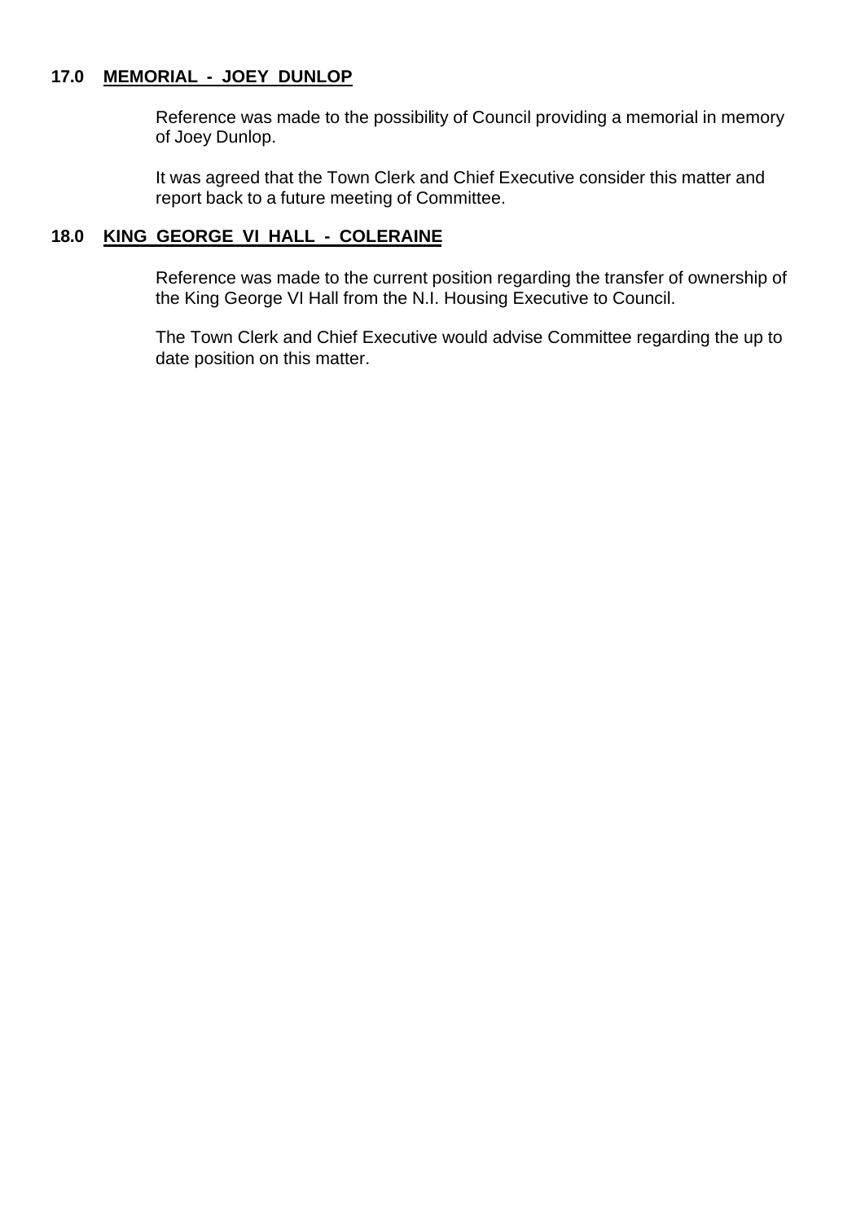**17.0 MEMORIAL - JOEY DUNLOP**

Reference was made to the possibility of Council providing a memorial in memory of Joey Dunlop.

It was agreed that the Town Clerk and Chief Executive consider this matter and report back to a future meeting of Committee.

**18.0 KING GEORGE VI HALL - COLERAINE**

Reference was made to the current position regarding the transfer of ownership of the King George VI Hall from the N.I. Housing Executive to Council.

The Town Clerk and Chief Executive would advise Committee regarding the up to date position on this matter.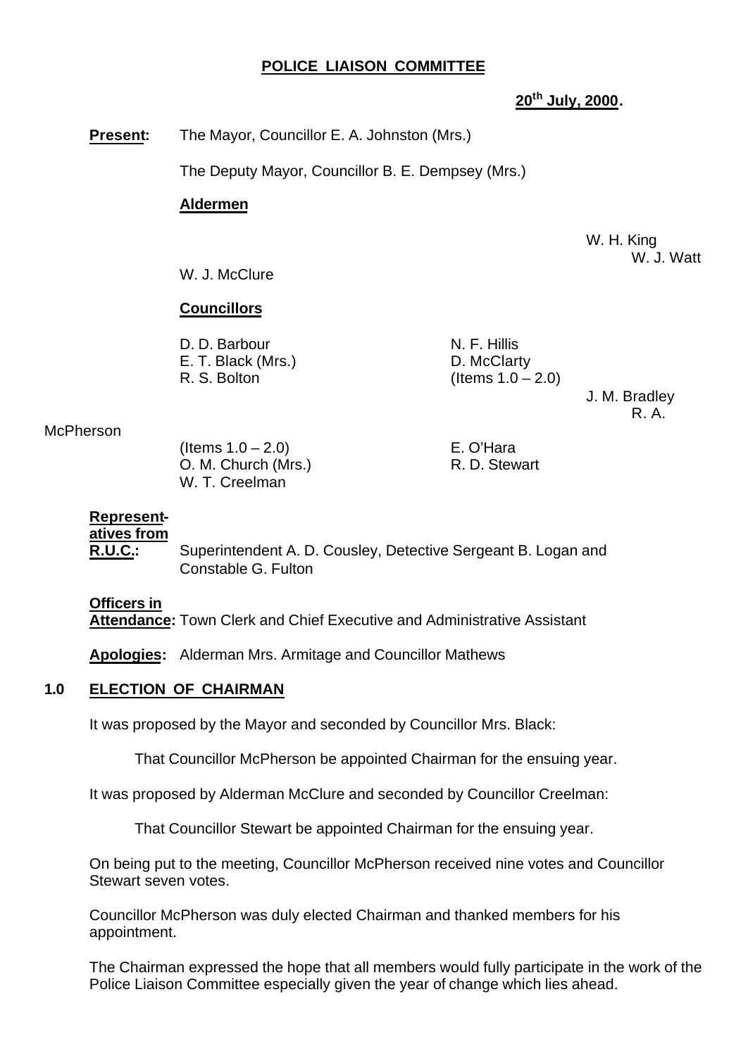# POLICE LIAISON COMMITTEE

**20th July, 2000.**

**Present:** The Mayor, Councillor E. A. Johnston (Mrs.)

The Deputy Mayor, Councillor B. E. Dempsey (Mrs.)

**Aldermen**

W. H. King
W. J. Watt
W. J. McClure

**Councillors**

D. D. Barbour
E. T. Black (Mrs.)
R. S. Bolton
J. M. Bradley
(Items 1.0 – 2.0)
O. M. Church (Mrs.)
W. T. Creelman
N. F. Hillis
D. McClarty
(Items 1.0 – 2.0)
R. A. McPherson
E. O'Hara
R. D. Stewart

**Representatives from R.U.C.:** Superintendent A. D. Cousley, Detective Sergeant B. Logan and Constable G. Fulton

**Officers in Attendance:** Town Clerk and Chief Executive and Administrative Assistant

**Apologies:** Alderman Mrs. Armitage and Councillor Mathews

## 1.0 ELECTION OF CHAIRMAN

It was proposed by the Mayor and seconded by Councillor Mrs. Black:

That Councillor McPherson be appointed Chairman for the ensuing year.

It was proposed by Alderman McClure and seconded by Councillor Creelman:

That Councillor Stewart be appointed Chairman for the ensuing year.

On being put to the meeting, Councillor McPherson received nine votes and Councillor Stewart seven votes.

Councillor McPherson was duly elected Chairman and thanked members for his appointment.

The Chairman expressed the hope that all members would fully participate in the work of the Police Liaison Committee especially given the year of change which lies ahead.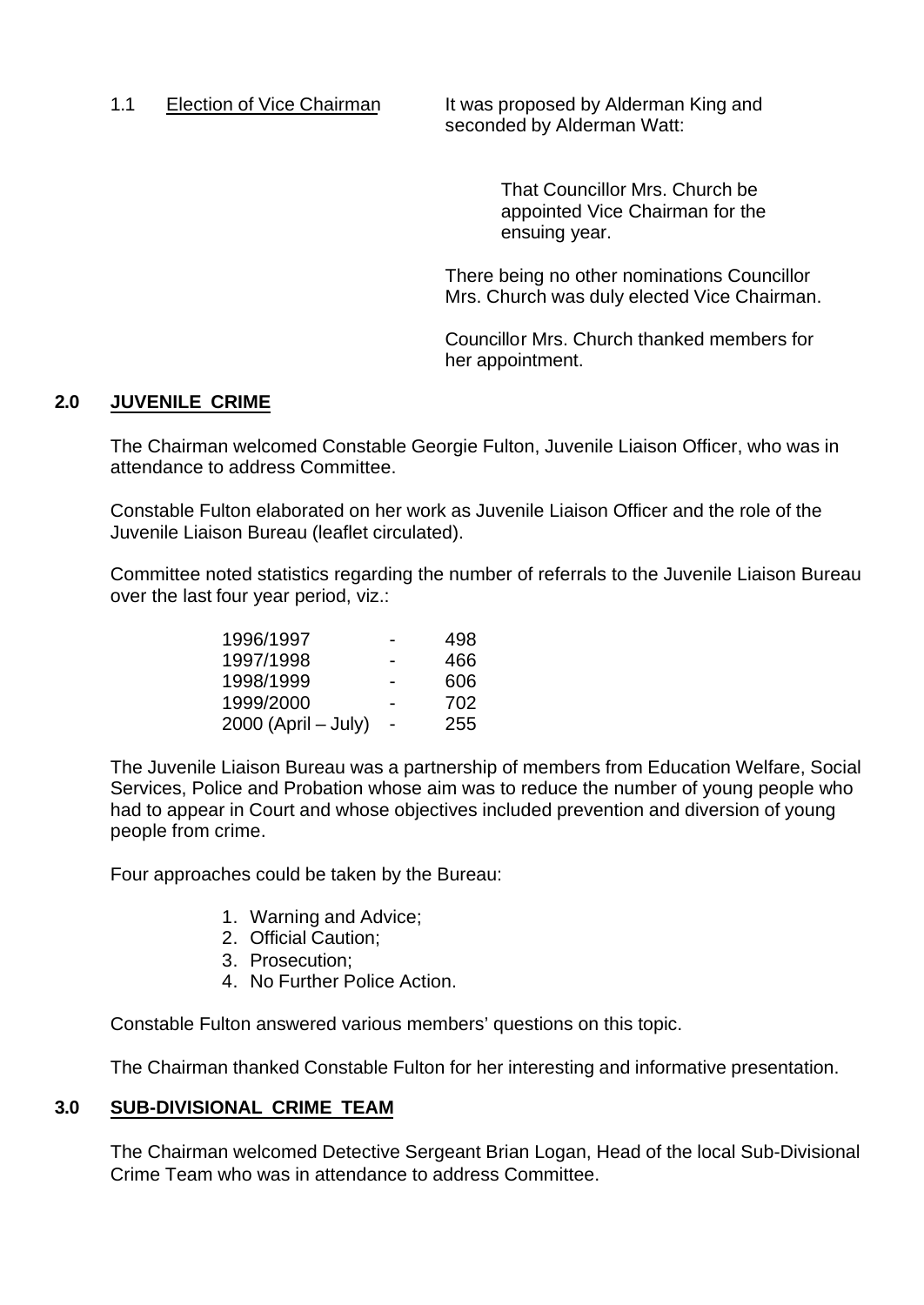1.1 Election of Vice Chairman

It was proposed by Alderman King and seconded by Alderman Watt:

> That Councillor Mrs. Church be appointed Vice Chairman for the ensuing year.

There being no other nominations Councillor Mrs. Church was duly elected Vice Chairman.

Councillor Mrs. Church thanked members for her appointment.

## 2.0 JUVENILE CRIME

The Chairman welcomed Constable Georgie Fulton, Juvenile Liaison Officer, who was in attendance to address Committee.

Constable Fulton elaborated on her work as Juvenile Liaison Officer and the role of the Juvenile Liaison Bureau (leaflet circulated).

Committee noted statistics regarding the number of referrals to the Juvenile Liaison Bureau over the last four year period, viz.:

| | | |
|---|---|---|
| 1996/1997 | - | 498 |
| 1997/1998 | - | 466 |
| 1998/1999 | - | 606 |
| 1999/2000 | - | 702 |
| 2000 (April – July) | - | 255 |

The Juvenile Liaison Bureau was a partnership of members from Education Welfare, Social Services, Police and Probation whose aim was to reduce the number of young people who had to appear in Court and whose objectives included prevention and diversion of young people from crime.

Four approaches could be taken by the Bureau:

1. Warning and Advice;
2. Official Caution;
3. Prosecution;
4. No Further Police Action.

Constable Fulton answered various members' questions on this topic.

The Chairman thanked Constable Fulton for her interesting and informative presentation.

## 3.0 SUB-DIVISIONAL CRIME TEAM

The Chairman welcomed Detective Sergeant Brian Logan, Head of the local Sub-Divisional Crime Team who was in attendance to address Committee.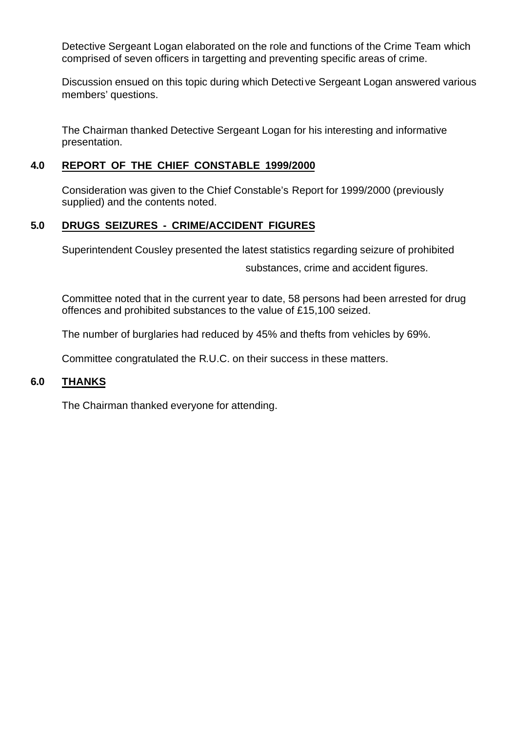Detective Sergeant Logan elaborated on the role and functions of the Crime Team which comprised of seven officers in targetting and preventing specific areas of crime.

Discussion ensued on this topic during which Detective Sergeant Logan answered various members' questions.

The Chairman thanked Detective Sergeant Logan for his interesting and informative presentation.

## 4.0 REPORT OF THE CHIEF CONSTABLE 1999/2000

Consideration was given to the Chief Constable's Report for 1999/2000 (previously supplied) and the contents noted.

## 5.0 DRUGS SEIZURES - CRIME/ACCIDENT FIGURES

Superintendent Cousley presented the latest statistics regarding seizure of prohibited substances, crime and accident figures.

Committee noted that in the current year to date, 58 persons had been arrested for drug offences and prohibited substances to the value of £15,100 seized.

The number of burglaries had reduced by 45% and thefts from vehicles by 69%.

Committee congratulated the R.U.C. on their success in these matters.

## 6.0 THANKS

The Chairman thanked everyone for attending.